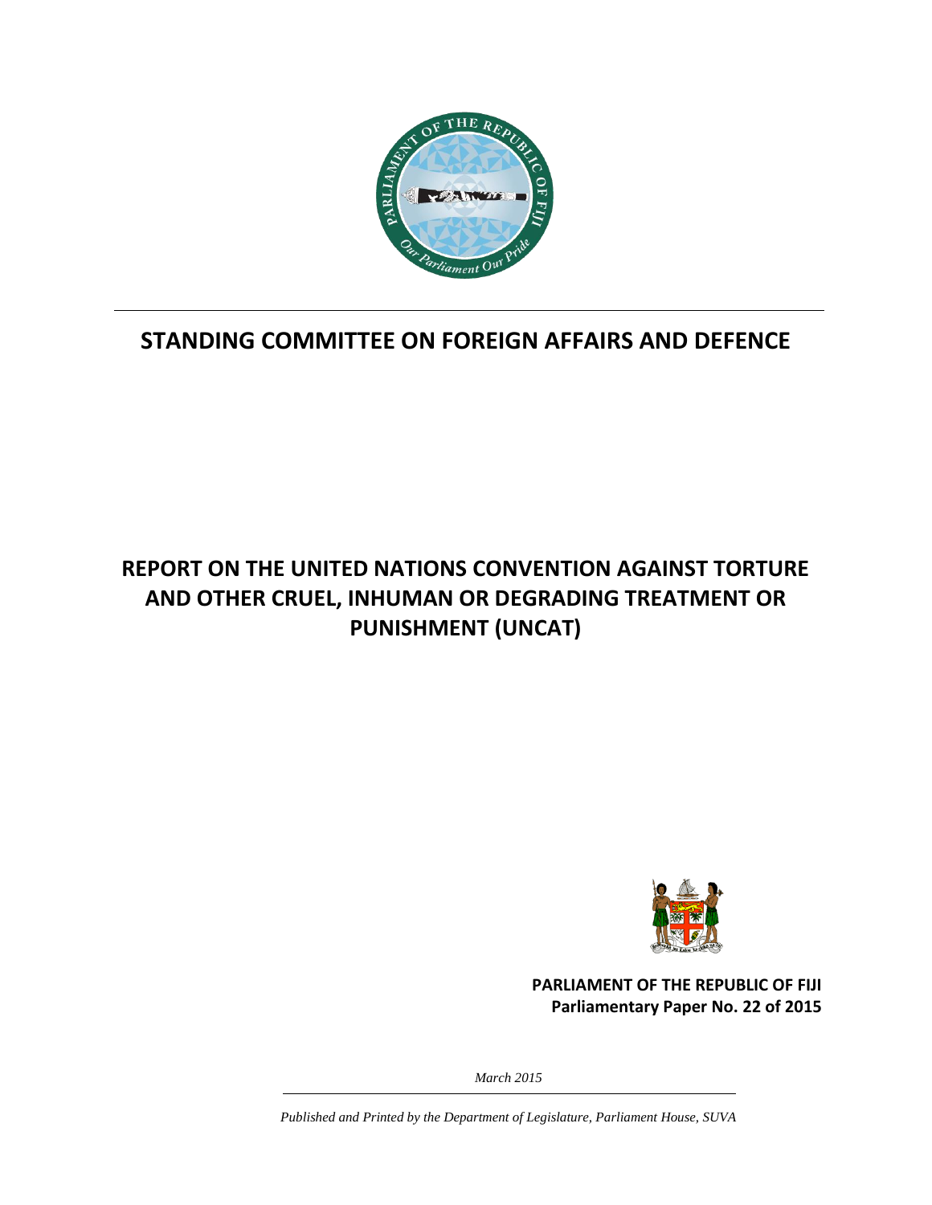## STANDING COMMITTEE ON FOREIGN AFFAIRS AND DEFENCE

# REPORT ON THE UNITED NATIONS CONVENTION AGAINST TORTURE AND OTHER CRUEL, INHUMAN OR DEGRADING TREATMENT OR PUNISHMENT (UNCAT)

**PARLIAMENT OF THE REPUBLIC OF FIJI**
**Parliamentary Paper No. 22 of 2015**

*March 2015*

*Published and Printed by the Department of Legislature, Parliament House, SUVA*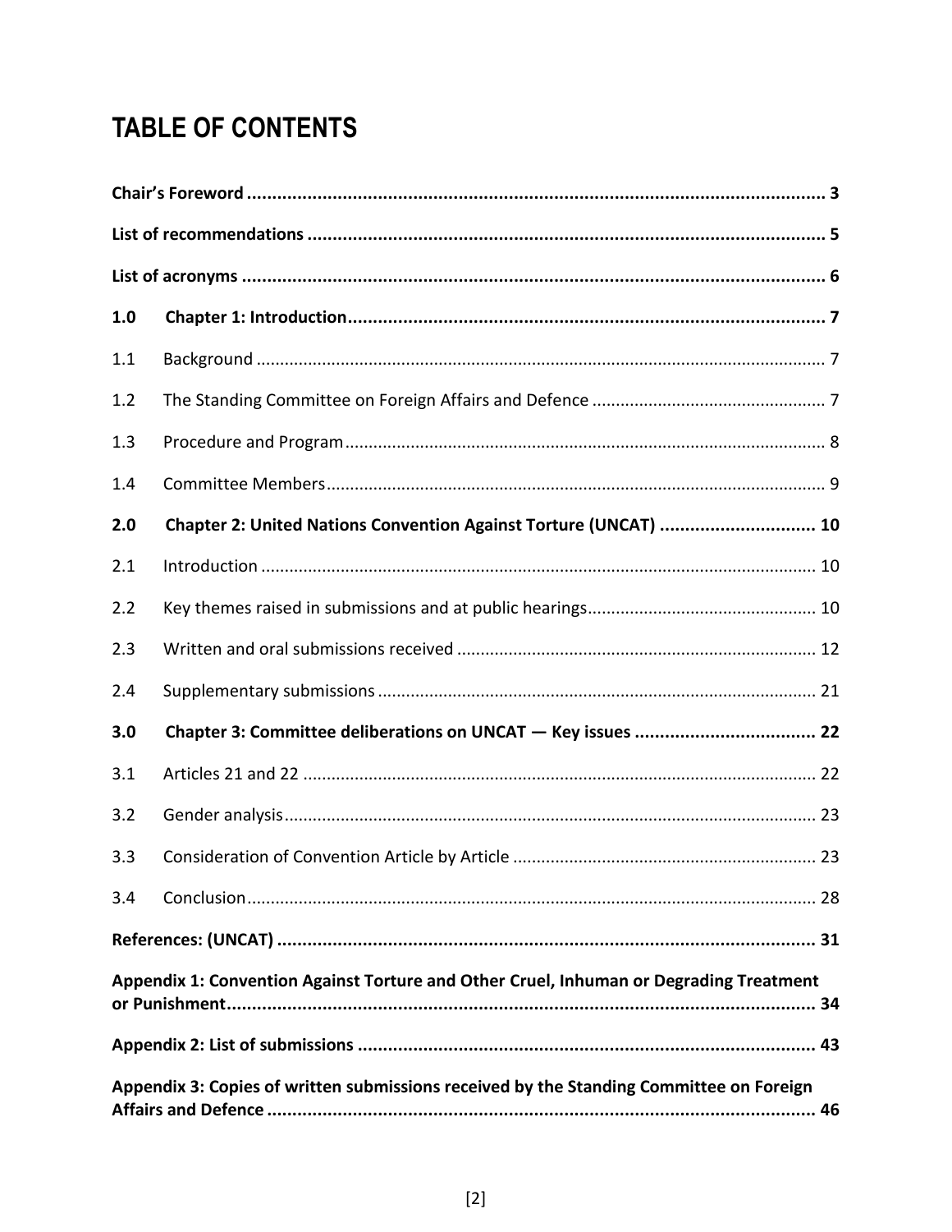# TABLE OF CONTENTS

**Chair's Foreword** ........ **3**

**List of recommendations** ........ **5**

**List of acronyms** ........ **6**

**1.0 Chapter 1: Introduction** ........ **7**

1.1 Background ........ 7

1.2 The Standing Committee on Foreign Affairs and Defence ........ 7

1.3 Procedure and Program ........ 8

1.4 Committee Members ........ 9

**2.0 Chapter 2: United Nations Convention Against Torture (UNCAT)** ........ **10**

2.1 Introduction ........ 10

2.2 Key themes raised in submissions and at public hearings ........ 10

2.3 Written and oral submissions received ........ 12

2.4 Supplementary submissions ........ 21

**3.0 Chapter 3: Committee deliberations on UNCAT — Key issues** ........ **22**

3.1 Articles 21 and 22 ........ 22

3.2 Gender analysis ........ 23

3.3 Consideration of Convention Article by Article ........ 23

3.4 Conclusion ........ 28

**References: (UNCAT)** ........ **31**

**Appendix 1: Convention Against Torture and Other Cruel, Inhuman or Degrading Treatment or Punishment** ........ **34**

**Appendix 2: List of submissions** ........ **43**

**Appendix 3: Copies of written submissions received by the Standing Committee on Foreign Affairs and Defence** ........ **46**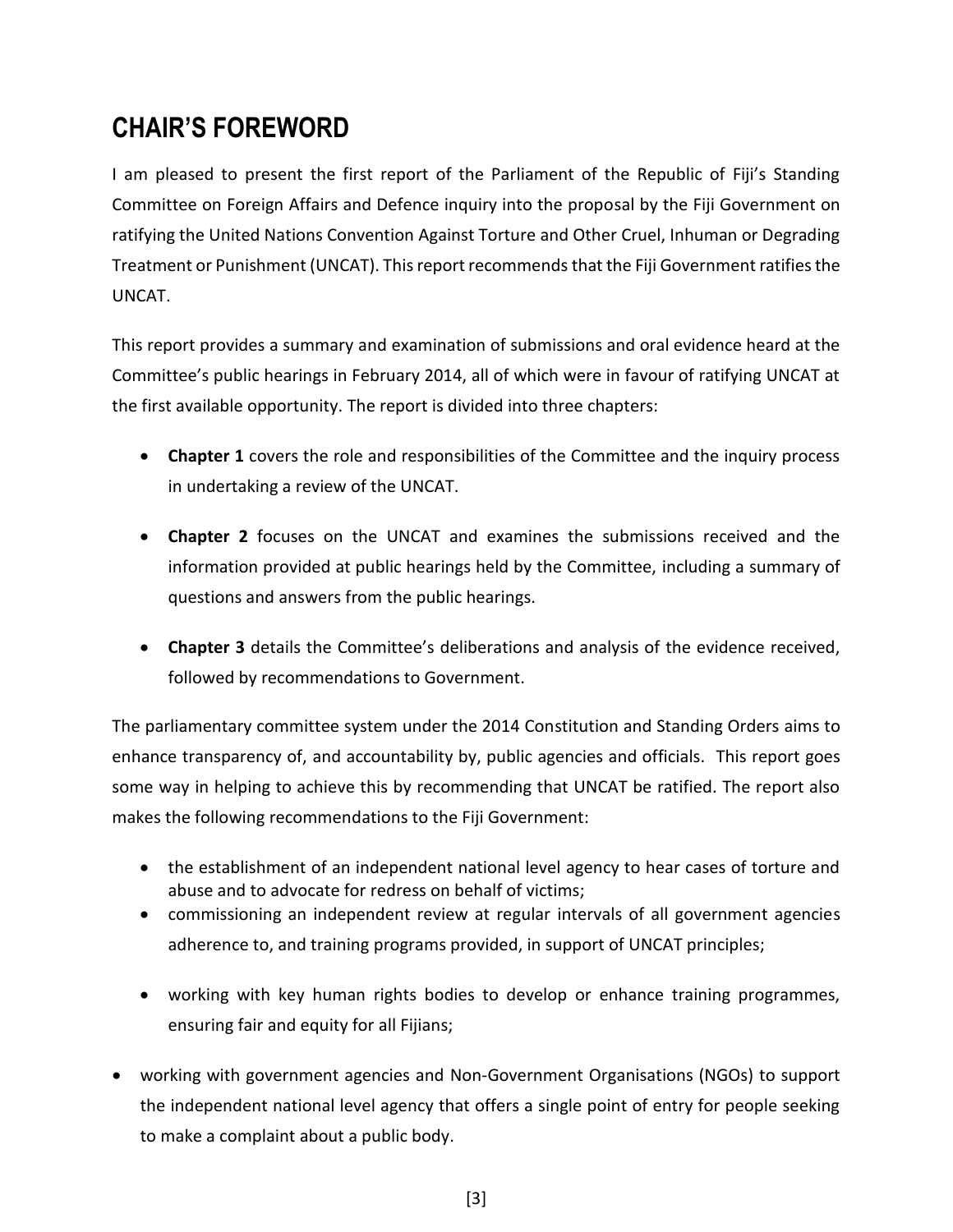# CHAIR'S FOREWORD

I am pleased to present the first report of the Parliament of the Republic of Fiji's Standing Committee on Foreign Affairs and Defence inquiry into the proposal by the Fiji Government on ratifying the United Nations Convention Against Torture and Other Cruel, Inhuman or Degrading Treatment or Punishment (UNCAT). This report recommends that the Fiji Government ratifies the UNCAT.

This report provides a summary and examination of submissions and oral evidence heard at the Committee's public hearings in February 2014, all of which were in favour of ratifying UNCAT at the first available opportunity. The report is divided into three chapters:

- **Chapter 1** covers the role and responsibilities of the Committee and the inquiry process in undertaking a review of the UNCAT.
- **Chapter 2** focuses on the UNCAT and examines the submissions received and the information provided at public hearings held by the Committee, including a summary of questions and answers from the public hearings.
- **Chapter 3** details the Committee's deliberations and analysis of the evidence received, followed by recommendations to Government.

The parliamentary committee system under the 2014 Constitution and Standing Orders aims to enhance transparency of, and accountability by, public agencies and officials. This report goes some way in helping to achieve this by recommending that UNCAT be ratified. The report also makes the following recommendations to the Fiji Government:

- the establishment of an independent national level agency to hear cases of torture and abuse and to advocate for redress on behalf of victims;
- commissioning an independent review at regular intervals of all government agencies adherence to, and training programs provided, in support of UNCAT principles;
- working with key human rights bodies to develop or enhance training programmes, ensuring fair and equity for all Fijians;
- working with government agencies and Non-Government Organisations (NGOs) to support the independent national level agency that offers a single point of entry for people seeking to make a complaint about a public body.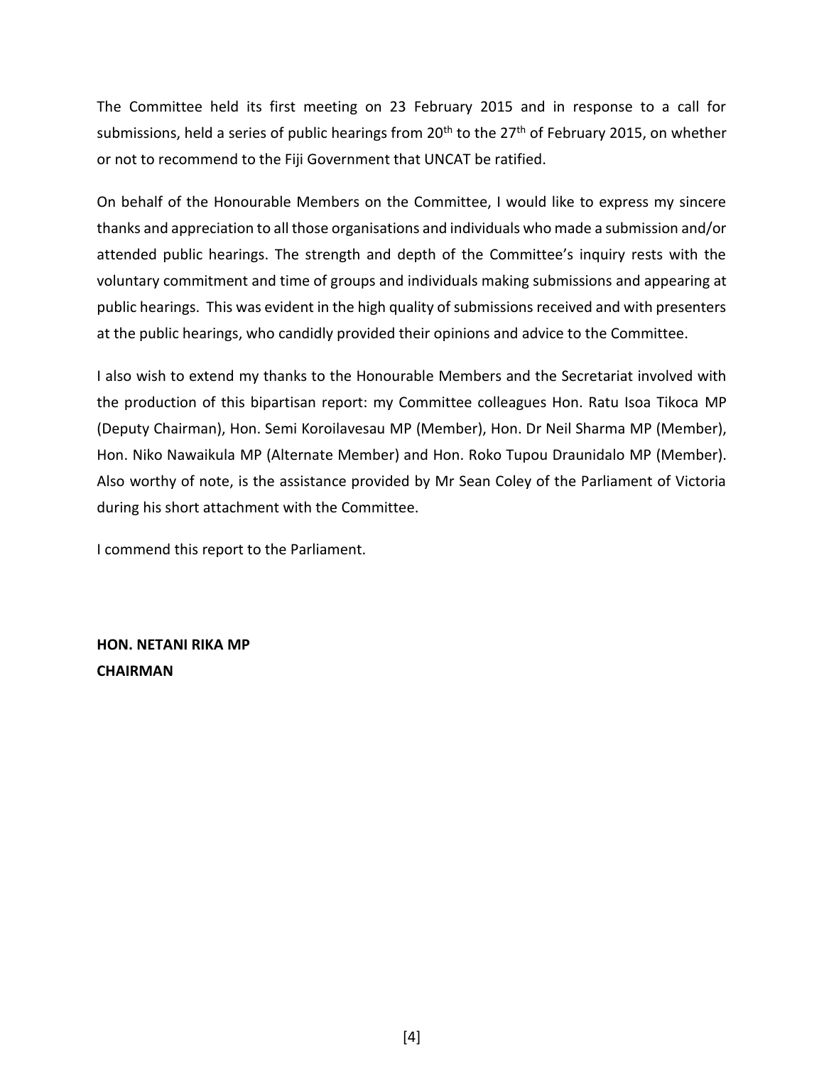The Committee held its first meeting on 23 February 2015 and in response to a call for submissions, held a series of public hearings from 20th to the 27th of February 2015, on whether or not to recommend to the Fiji Government that UNCAT be ratified.

On behalf of the Honourable Members on the Committee, I would like to express my sincere thanks and appreciation to all those organisations and individuals who made a submission and/or attended public hearings. The strength and depth of the Committee's inquiry rests with the voluntary commitment and time of groups and individuals making submissions and appearing at public hearings. This was evident in the high quality of submissions received and with presenters at the public hearings, who candidly provided their opinions and advice to the Committee.

I also wish to extend my thanks to the Honourable Members and the Secretariat involved with the production of this bipartisan report: my Committee colleagues Hon. Ratu Isoa Tikoca MP (Deputy Chairman), Hon. Semi Koroilavesau MP (Member), Hon. Dr Neil Sharma MP (Member), Hon. Niko Nawaikula MP (Alternate Member) and Hon. Roko Tupou Draunidalo MP (Member). Also worthy of note, is the assistance provided by Mr Sean Coley of the Parliament of Victoria during his short attachment with the Committee.

I commend this report to the Parliament.

**HON. NETANI RIKA MP**
**CHAIRMAN**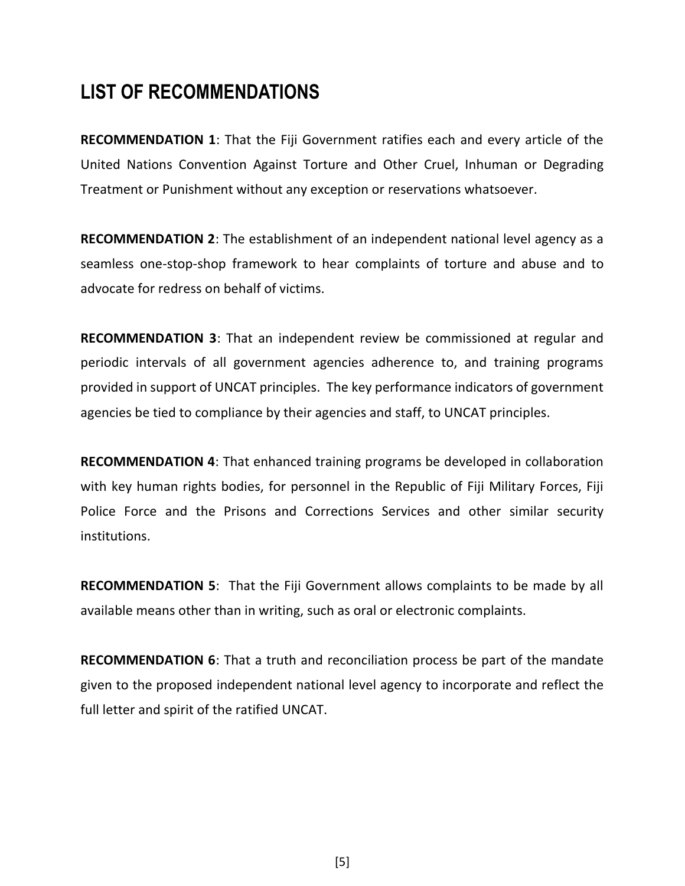## LIST OF RECOMMENDATIONS

**RECOMMENDATION 1**: That the Fiji Government ratifies each and every article of the United Nations Convention Against Torture and Other Cruel, Inhuman or Degrading Treatment or Punishment without any exception or reservations whatsoever.

**RECOMMENDATION 2**: The establishment of an independent national level agency as a seamless one-stop-shop framework to hear complaints of torture and abuse and to advocate for redress on behalf of victims.

**RECOMMENDATION 3**: That an independent review be commissioned at regular and periodic intervals of all government agencies adherence to, and training programs provided in support of UNCAT principles. The key performance indicators of government agencies be tied to compliance by their agencies and staff, to UNCAT principles.

**RECOMMENDATION 4**: That enhanced training programs be developed in collaboration with key human rights bodies, for personnel in the Republic of Fiji Military Forces, Fiji Police Force and the Prisons and Corrections Services and other similar security institutions.

**RECOMMENDATION 5**: That the Fiji Government allows complaints to be made by all available means other than in writing, such as oral or electronic complaints.

**RECOMMENDATION 6**: That a truth and reconciliation process be part of the mandate given to the proposed independent national level agency to incorporate and reflect the full letter and spirit of the ratified UNCAT.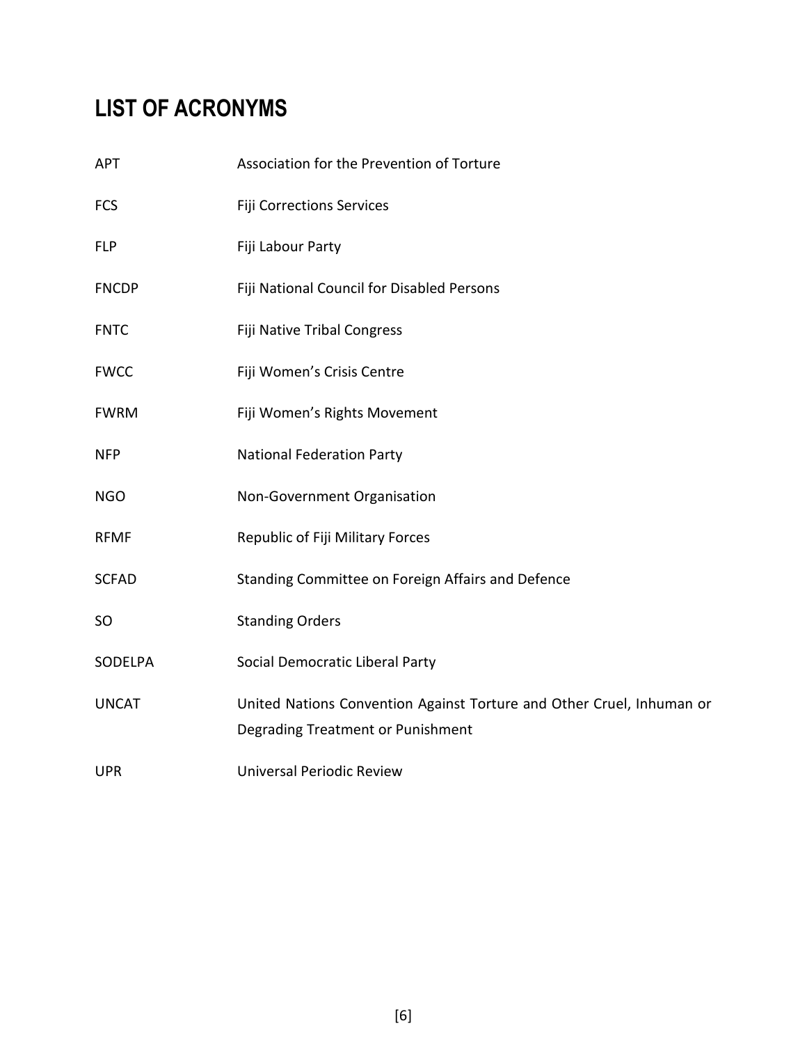# LIST OF ACRONYMS

| | |
|---|---|
| APT | Association for the Prevention of Torture |
| FCS | Fiji Corrections Services |
| FLP | Fiji Labour Party |
| FNCDP | Fiji National Council for Disabled Persons |
| FNTC | Fiji Native Tribal Congress |
| FWCC | Fiji Women's Crisis Centre |
| FWRM | Fiji Women's Rights Movement |
| NFP | National Federation Party |
| NGO | Non-Government Organisation |
| RFMF | Republic of Fiji Military Forces |
| SCFAD | Standing Committee on Foreign Affairs and Defence |
| SO | Standing Orders |
| SODELPA | Social Democratic Liberal Party |
| UNCAT | United Nations Convention Against Torture and Other Cruel, Inhuman or Degrading Treatment or Punishment |
| UPR | Universal Periodic Review |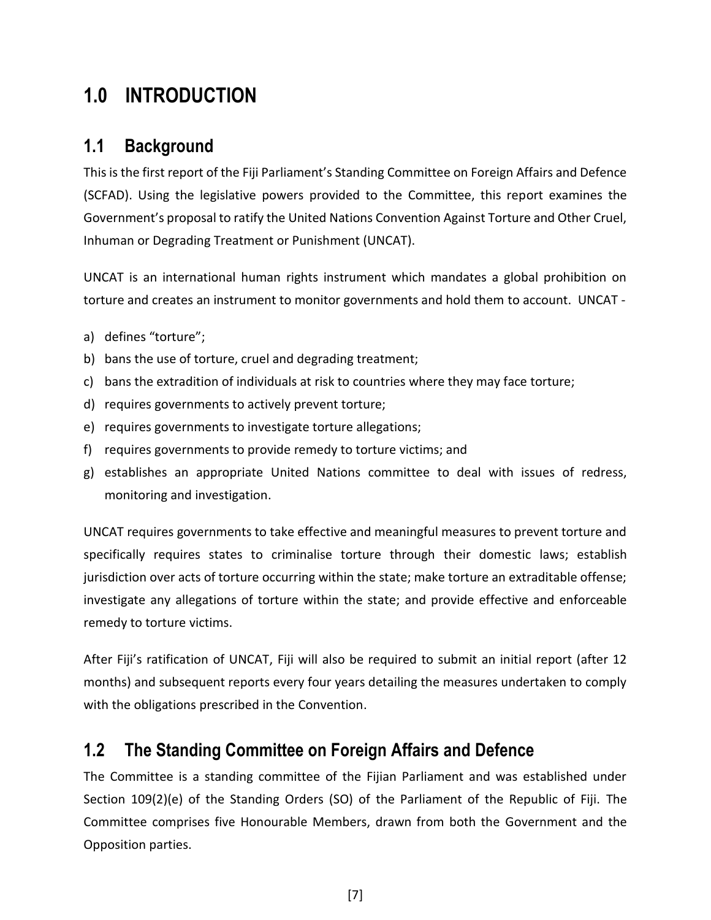# 1.0 INTRODUCTION

## 1.1 Background

This is the first report of the Fiji Parliament's Standing Committee on Foreign Affairs and Defence (SCFAD). Using the legislative powers provided to the Committee, this report examines the Government's proposal to ratify the United Nations Convention Against Torture and Other Cruel, Inhuman or Degrading Treatment or Punishment (UNCAT).

UNCAT is an international human rights instrument which mandates a global prohibition on torture and creates an instrument to monitor governments and hold them to account. UNCAT -

a) defines "torture";
b) bans the use of torture, cruel and degrading treatment;
c) bans the extradition of individuals at risk to countries where they may face torture;
d) requires governments to actively prevent torture;
e) requires governments to investigate torture allegations;
f) requires governments to provide remedy to torture victims; and
g) establishes an appropriate United Nations committee to deal with issues of redress, monitoring and investigation.

UNCAT requires governments to take effective and meaningful measures to prevent torture and specifically requires states to criminalise torture through their domestic laws; establish jurisdiction over acts of torture occurring within the state; make torture an extraditable offense; investigate any allegations of torture within the state; and provide effective and enforceable remedy to torture victims.

After Fiji's ratification of UNCAT, Fiji will also be required to submit an initial report (after 12 months) and subsequent reports every four years detailing the measures undertaken to comply with the obligations prescribed in the Convention.

## 1.2 The Standing Committee on Foreign Affairs and Defence

The Committee is a standing committee of the Fijian Parliament and was established under Section 109(2)(e) of the Standing Orders (SO) of the Parliament of the Republic of Fiji. The Committee comprises five Honourable Members, drawn from both the Government and the Opposition parties.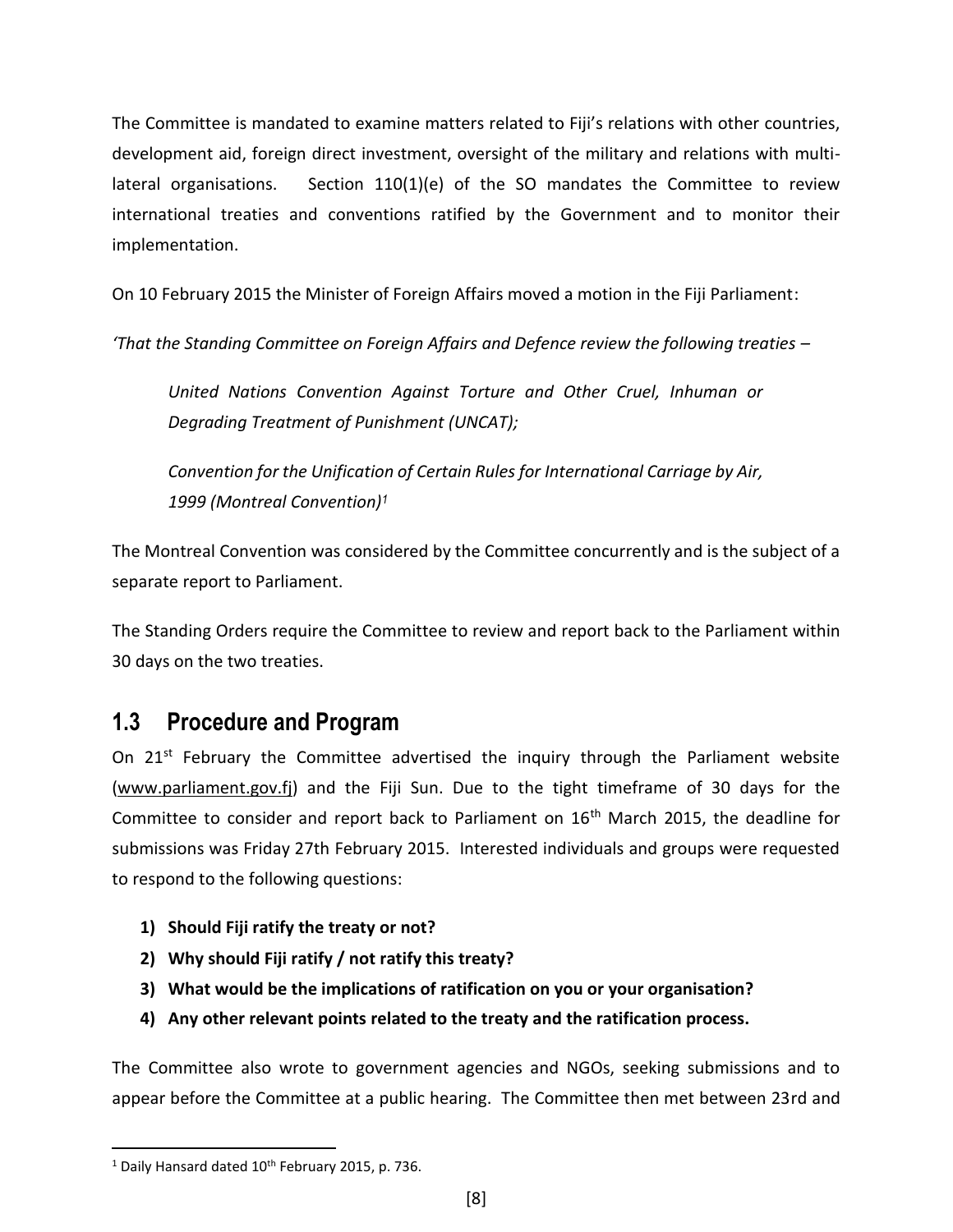The Committee is mandated to examine matters related to Fiji's relations with other countries, development aid, foreign direct investment, oversight of the military and relations with multi-lateral organisations. Section 110(1)(e) of the SO mandates the Committee to review international treaties and conventions ratified by the Government and to monitor their implementation.

On 10 February 2015 the Minister of Foreign Affairs moved a motion in the Fiji Parliament:

*'That the Standing Committee on Foreign Affairs and Defence review the following treaties –*

> *United Nations Convention Against Torture and Other Cruel, Inhuman or Degrading Treatment of Punishment (UNCAT);*
>
> *Convention for the Unification of Certain Rules for International Carriage by Air, 1999 (Montreal Convention)*[1]

The Montreal Convention was considered by the Committee concurrently and is the subject of a separate report to Parliament.

The Standing Orders require the Committee to review and report back to the Parliament within 30 days on the two treaties.

## 1.3 Procedure and Program

On 21st February the Committee advertised the inquiry through the Parliament website (www.parliament.gov.fj) and the Fiji Sun. Due to the tight timeframe of 30 days for the Committee to consider and report back to Parliament on 16th March 2015, the deadline for submissions was Friday 27th February 2015. Interested individuals and groups were requested to respond to the following questions:

1) **Should Fiji ratify the treaty or not?**
2) **Why should Fiji ratify / not ratify this treaty?**
3) **What would be the implications of ratification on you or your organisation?**
4) **Any other relevant points related to the treaty and the ratification process.**

The Committee also wrote to government agencies and NGOs, seeking submissions and to appear before the Committee at a public hearing. The Committee then met between 23rd and

---

[1] Daily Hansard dated 10th February 2015, p. 736.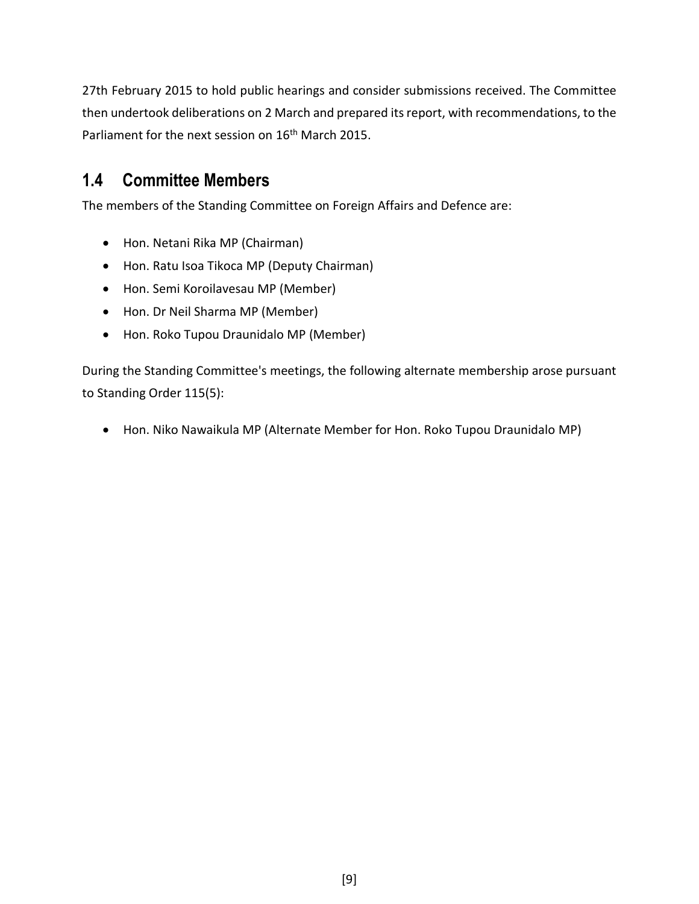27th February 2015 to hold public hearings and consider submissions received. The Committee then undertook deliberations on 2 March and prepared its report, with recommendations, to the Parliament for the next session on 16th March 2015.

## 1.4 Committee Members

The members of the Standing Committee on Foreign Affairs and Defence are:

- Hon. Netani Rika MP (Chairman)
- Hon. Ratu Isoa Tikoca MP (Deputy Chairman)
- Hon. Semi Koroilavesau MP (Member)
- Hon. Dr Neil Sharma MP (Member)
- Hon. Roko Tupou Draunidalo MP (Member)

During the Standing Committee's meetings, the following alternate membership arose pursuant to Standing Order 115(5):

- Hon. Niko Nawaikula MP (Alternate Member for Hon. Roko Tupou Draunidalo MP)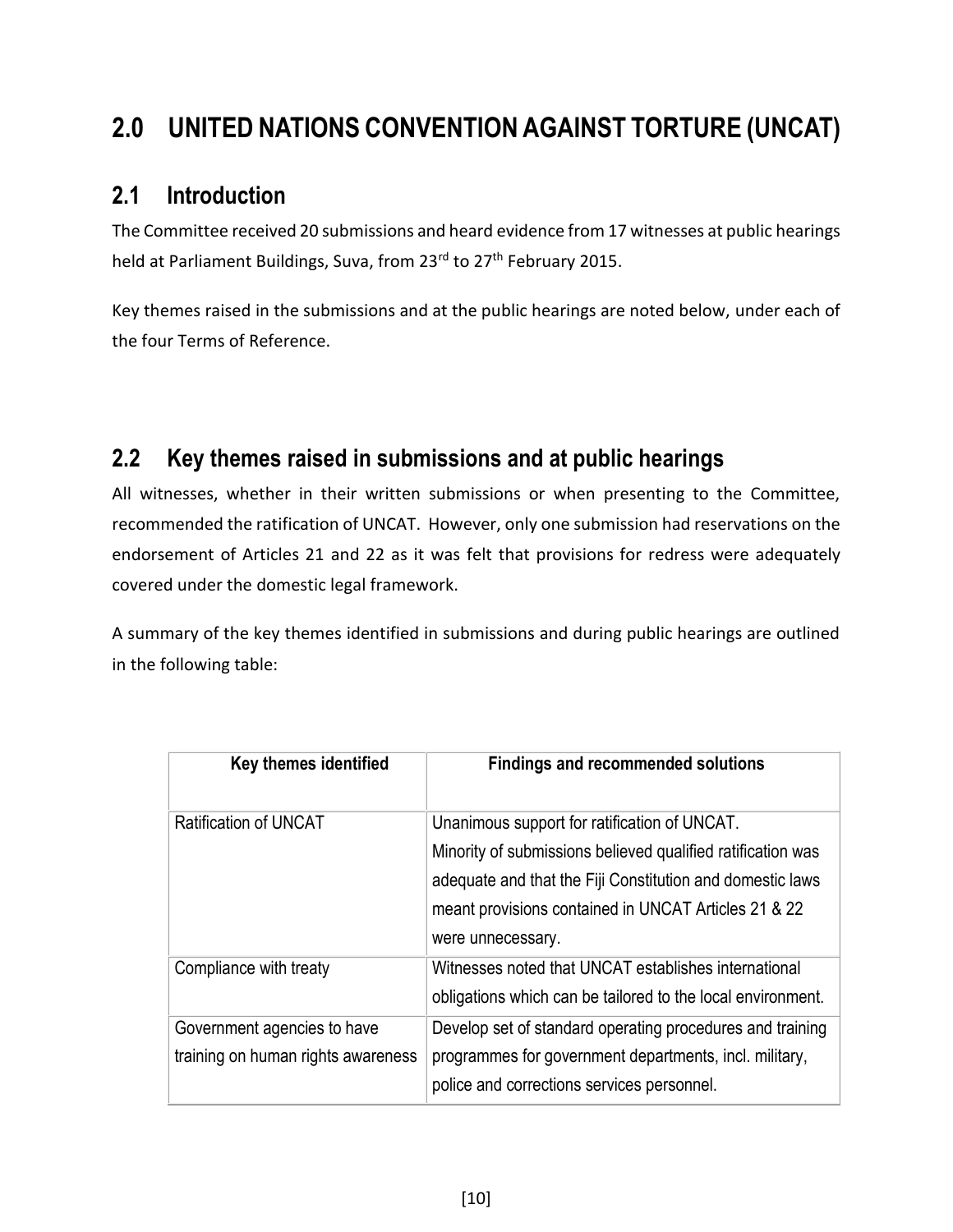# 2.0 UNITED NATIONS CONVENTION AGAINST TORTURE (UNCAT)

## 2.1 Introduction

The Committee received 20 submissions and heard evidence from 17 witnesses at public hearings held at Parliament Buildings, Suva, from 23rd to 27th February 2015.

Key themes raised in the submissions and at the public hearings are noted below, under each of the four Terms of Reference.

## 2.2 Key themes raised in submissions and at public hearings

All witnesses, whether in their written submissions or when presenting to the Committee, recommended the ratification of UNCAT. However, only one submission had reservations on the endorsement of Articles 21 and 22 as it was felt that provisions for redress were adequately covered under the domestic legal framework.

A summary of the key themes identified in submissions and during public hearings are outlined in the following table:

| Key themes identified | Findings and recommended solutions |
|---|---|
| Ratification of UNCAT | Unanimous support for ratification of UNCAT. Minority of submissions believed qualified ratification was adequate and that the Fiji Constitution and domestic laws meant provisions contained in UNCAT Articles 21 & 22 were unnecessary. |
| Compliance with treaty | Witnesses noted that UNCAT establishes international obligations which can be tailored to the local environment. |
| Government agencies to have training on human rights awareness | Develop set of standard operating procedures and training programmes for government departments, incl. military, police and corrections services personnel. |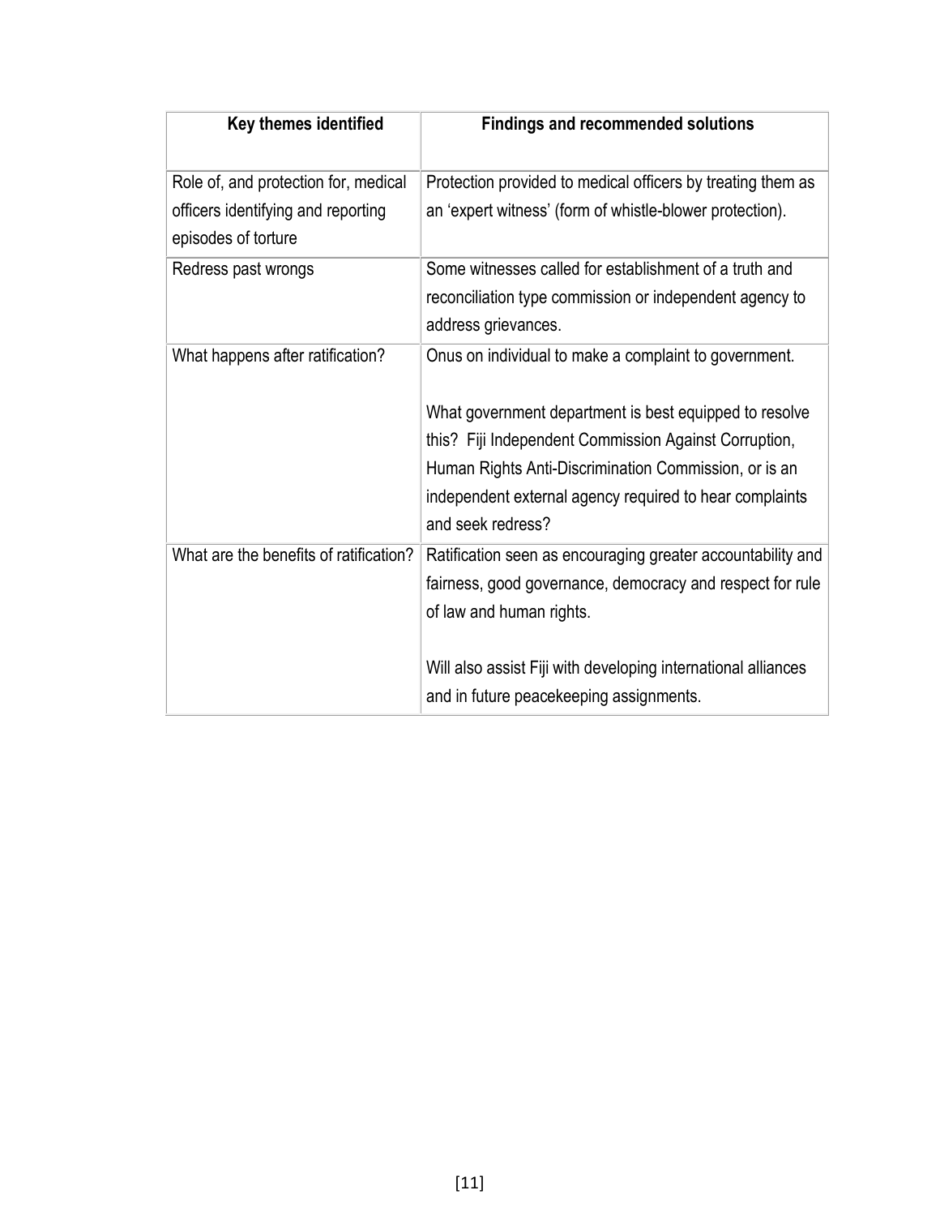| Key themes identified | Findings and recommended solutions |
| --- | --- |
| Role of, and protection for, medical officers identifying and reporting episodes of torture | Protection provided to medical officers by treating them as an 'expert witness' (form of whistle-blower protection). |
| Redress past wrongs | Some witnesses called for establishment of a truth and reconciliation type commission or independent agency to address grievances. |
| What happens after ratification? | Onus on individual to make a complaint to government.<br><br>What government department is best equipped to resolve this? Fiji Independent Commission Against Corruption, Human Rights Anti-Discrimination Commission, or is an independent external agency required to hear complaints and seek redress? |
| What are the benefits of ratification? | Ratification seen as encouraging greater accountability and fairness, good governance, democracy and respect for rule of law and human rights.<br><br>Will also assist Fiji with developing international alliances and in future peacekeeping assignments. |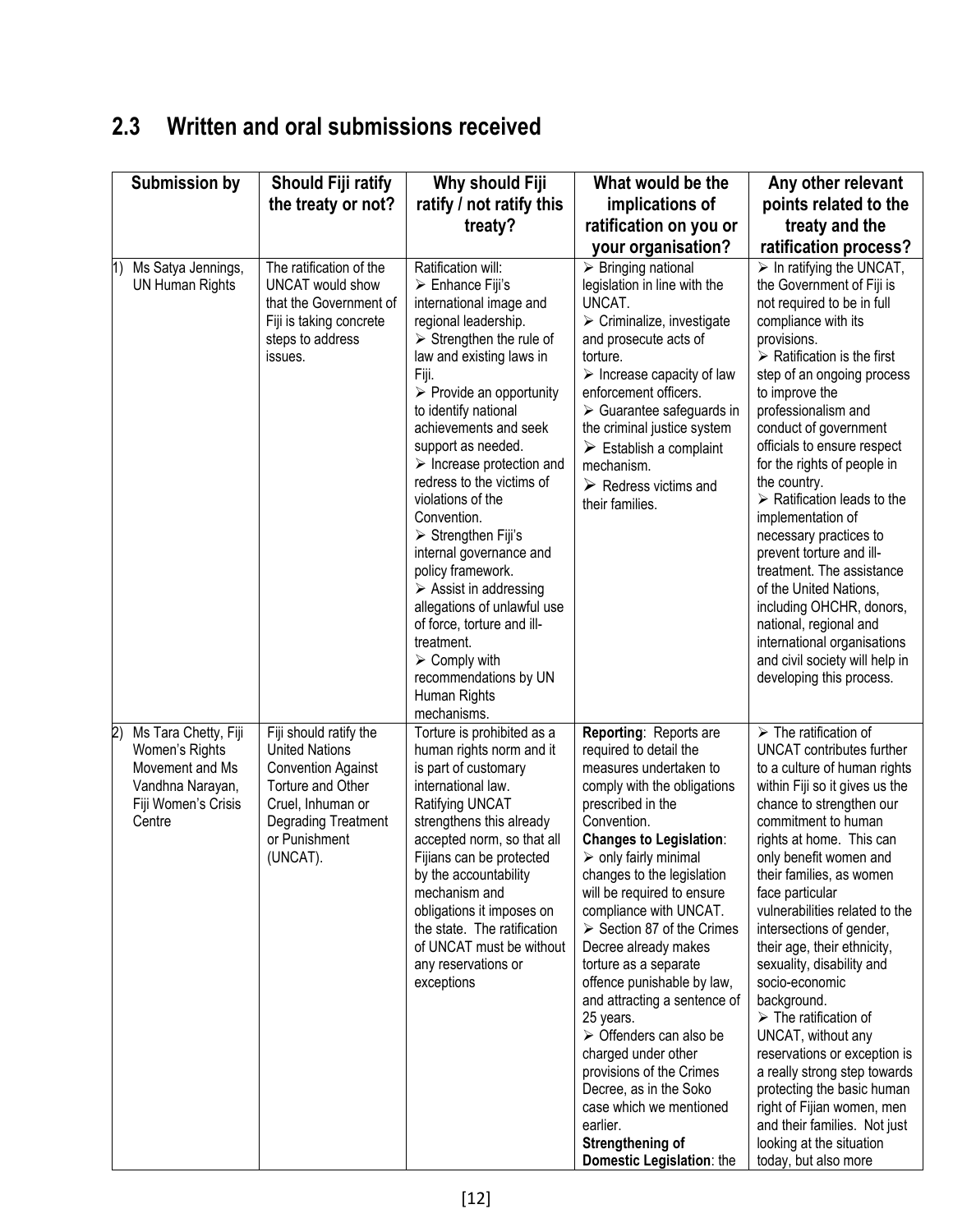## 2.3 Written and oral submissions received

| Submission by | Should Fiji ratify the treaty or not? | Why should Fiji ratify / not ratify this treaty? | What would be the implications of ratification on you or your organisation? | Any other relevant points related to the treaty and the ratification process? |
|---|---|---|---|---|
| 1) Ms Satya Jennings, UN Human Rights | The ratification of the UNCAT would show that the Government of Fiji is taking concrete steps to address issues. | Ratification will:<br>➢ Enhance Fiji's international image and regional leadership.<br>➢ Strengthen the rule of law and existing laws in Fiji.<br>➢ Provide an opportunity to identify national achievements and seek support as needed.<br>➢ Increase protection and redress to the victims of violations of the Convention.<br>➢ Strengthen Fiji's internal governance and policy framework.<br>➢ Assist in addressing allegations of unlawful use of force, torture and ill-treatment.<br>➢ Comply with recommendations by UN Human Rights mechanisms. | ➢ Bringing national legislation in line with the UNCAT.<br>➢ Criminalize, investigate and prosecute acts of torture.<br>➢ Increase capacity of law enforcement officers.<br>➢ Guarantee safeguards in the criminal justice system<br>➢ Establish a complaint mechanism.<br>➢ Redress victims and their families. | ➢ In ratifying the UNCAT, the Government of Fiji is not required to be in full compliance with its provisions.<br>➢ Ratification is the first step of an ongoing process to improve the professionalism and conduct of government officials to ensure respect for the rights of people in the country.<br>➢ Ratification leads to the implementation of necessary practices to prevent torture and ill-treatment. The assistance of the United Nations, including OHCHR, donors, national, regional and international organisations and civil society will help in developing this process. |
| 2) Ms Tara Chetty, Fiji Women's Rights Movement and Ms Vandhna Narayan, Fiji Women's Crisis Centre | Fiji should ratify the United Nations Convention Against Torture and Other Cruel, Inhuman or Degrading Treatment or Punishment (UNCAT). | Torture is prohibited as a human rights norm and it is part of customary international law. Ratifying UNCAT strengthens this already accepted norm, so that all Fijians can be protected by the accountability mechanism and obligations it imposes on the state. The ratification of UNCAT must be without any reservations or exceptions | **Reporting**: Reports are required to detail the measures undertaken to comply with the obligations prescribed in the Convention.<br>**Changes to Legislation**:<br>➢ only fairly minimal changes to the legislation will be required to ensure compliance with UNCAT.<br>➢ Section 87 of the Crimes Decree already makes torture as a separate offence punishable by law, and attracting a sentence of 25 years.<br>➢ Offenders can also be charged under other provisions of the Crimes Decree, as in the Soko case which we mentioned earlier.<br>**Strengthening of Domestic Legislation**: the | ➢ The ratification of UNCAT contributes further to a culture of human rights within Fiji so it gives us the chance to strengthen our commitment to human rights at home. This can only benefit women and their families, as women face particular vulnerabilities related to the intersections of gender, their age, their ethnicity, sexuality, disability and socio-economic background.<br>➢ The ratification of UNCAT, without any reservations or exception is a really strong step towards protecting the basic human right of Fijian women, men and their families. Not just looking at the situation today, but also more |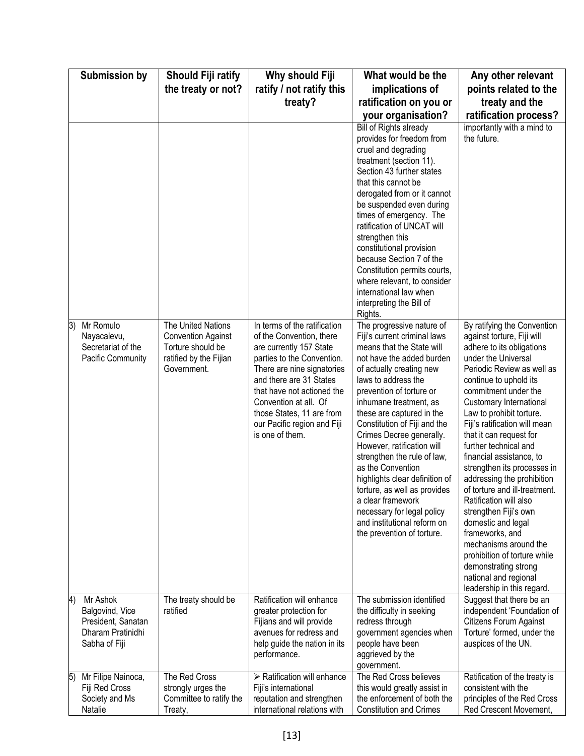| Submission by | Should Fiji ratify the treaty or not? | Why should Fiji ratify / not ratify this treaty? | What would be the implications of ratification on you or your organisation? | Any other relevant points related to the treaty and the ratification process? |
|---|---|---|---|---|
| | | | Bill of Rights already provides for freedom from cruel and degrading treatment (section 11). Section 43 further states that this cannot be derogated from or it cannot be suspended even during times of emergency. The ratification of UNCAT will strengthen this constitutional provision because Section 7 of the Constitution permits courts, where relevant, to consider international law when interpreting the Bill of Rights. | importantly with a mind to the future. |
| 3) Mr Romulo Nayacalevu, Secretariat of the Pacific Community | The United Nations Convention Against Torture should be ratified by the Fijian Government. | In terms of the ratification of the Convention, there are currently 157 State parties to the Convention. There are nine signatories and there are 31 States that have not actioned the Convention at all. Of those States, 11 are from our Pacific region and Fiji is one of them. | The progressive nature of Fiji's current criminal laws means that the State will not have the added burden of actually creating new laws to address the prevention of torture or inhumane treatment, as these are captured in the Constitution of Fiji and the Crimes Decree generally. However, ratification will strengthen the rule of law, as the Convention highlights clear definition of torture, as well as provides a clear framework necessary for legal policy and institutional reform on the prevention of torture. | By ratifying the Convention against torture, Fiji will adhere to its obligations under the Universal Periodic Review as well as continue to uphold its commitment under the Customary International Law to prohibit torture. Fiji's ratification will mean that it can request for further technical and financial assistance, to strengthen its processes in addressing the prohibition of torture and ill-treatment. Ratification will also strengthen Fiji's own domestic and legal frameworks, and mechanisms around the prohibition of torture while demonstrating strong national and regional leadership in this regard. |
| 4) Mr Ashok Balgovind, Vice President, Sanatan Dharam Pratinidhi Sabha of Fiji | The treaty should be ratified | Ratification will enhance greater protection for Fijians and will provide avenues for redress and help guide the nation in its performance. | The submission identified the difficulty in seeking redress through government agencies when people have been aggrieved by the government. | Suggest that there be an independent 'Foundation of Citizens Forum Against Torture' formed, under the auspices of the UN. |
| 5) Mr Filipe Nainoca, Fiji Red Cross Society and Ms Natalie | The Red Cross strongly urges the Committee to ratify the Treaty, | ➢ Ratification will enhance Fiji's international reputation and strengthen international relations with | The Red Cross believes this would greatly assist in the enforcement of both the Constitution and Crimes | Ratification of the treaty is consistent with the principles of the Red Cross Red Crescent Movement, |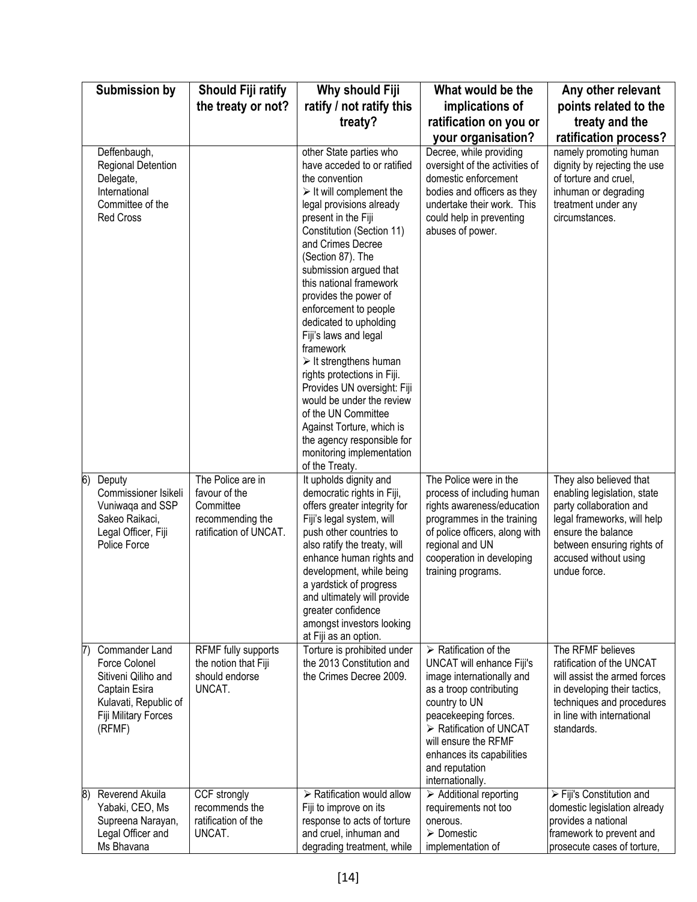| Submission by | Should Fiji ratify the treaty or not? | Why should Fiji ratify / not ratify this treaty? | What would be the implications of ratification on you or your organisation? | Any other relevant points related to the treaty and the ratification process? |
|---|---|---|---|---|
| Deffenbaugh, Regional Detention Delegate, International Committee of the Red Cross | | other State parties who have acceded to or ratified the convention<br>➢ It will complement the legal provisions already present in the Fiji Constitution (Section 11) and Crimes Decree (Section 87). The submission argued that this national framework provides the power of enforcement to people dedicated to upholding Fiji's laws and legal framework<br>➢ It strengthens human rights protections in Fiji. Provides UN oversight: Fiji would be under the review of the UN Committee Against Torture, which is the agency responsible for monitoring implementation of the Treaty. | Decree, while providing oversight of the activities of domestic enforcement bodies and officers as they undertake their work. This could help in preventing abuses of power. | namely promoting human dignity by rejecting the use of torture and cruel, inhuman or degrading treatment under any circumstances. |
| 6) Deputy Commissioner Isikeli Vuniwaqa and SSP Sakeo Raikaci, Legal Officer, Fiji Police Force | The Police are in favour of the Committee recommending the ratification of UNCAT. | It upholds dignity and democratic rights in Fiji, offers greater integrity for Fiji's legal system, will push other countries to also ratify the treaty, will enhance human rights and development, while being a yardstick of progress and ultimately will provide greater confidence amongst investors looking at Fiji as an option. | The Police were in the process of including human rights awareness/education programmes in the training of police officers, along with regional and UN cooperation in developing training programs. | They also believed that enabling legislation, state party collaboration and legal frameworks, will help ensure the balance between ensuring rights of accused without using undue force. |
| 7) Commander Land Force Colonel Sitiveni Qiliho and Captain Esira Kulavati, Republic of Fiji Military Forces (RFMF) | RFMF fully supports the notion that Fiji should endorse UNCAT. | Torture is prohibited under the 2013 Constitution and the Crimes Decree 2009. | ➢ Ratification of the UNCAT will enhance Fiji's image internationally and as a troop contributing country to UN peacekeeping forces.<br>➢ Ratification of UNCAT will ensure the RFMF enhances its capabilities and reputation internationally. | The RFMF believes ratification of the UNCAT will assist the armed forces in developing their tactics, techniques and procedures in line with international standards. |
| 8) Reverend Akuila Yabaki, CEO, Ms Supreena Narayan, Legal Officer and Ms Bhavana | CCF strongly recommends the ratification of the UNCAT. | ➢ Ratification would allow Fiji to improve on its response to acts of torture and cruel, inhuman and degrading treatment, while | ➢ Additional reporting requirements not too onerous.<br>➢ Domestic implementation of | ➢ Fiji's Constitution and domestic legislation already provides a national framework to prevent and prosecute cases of torture, |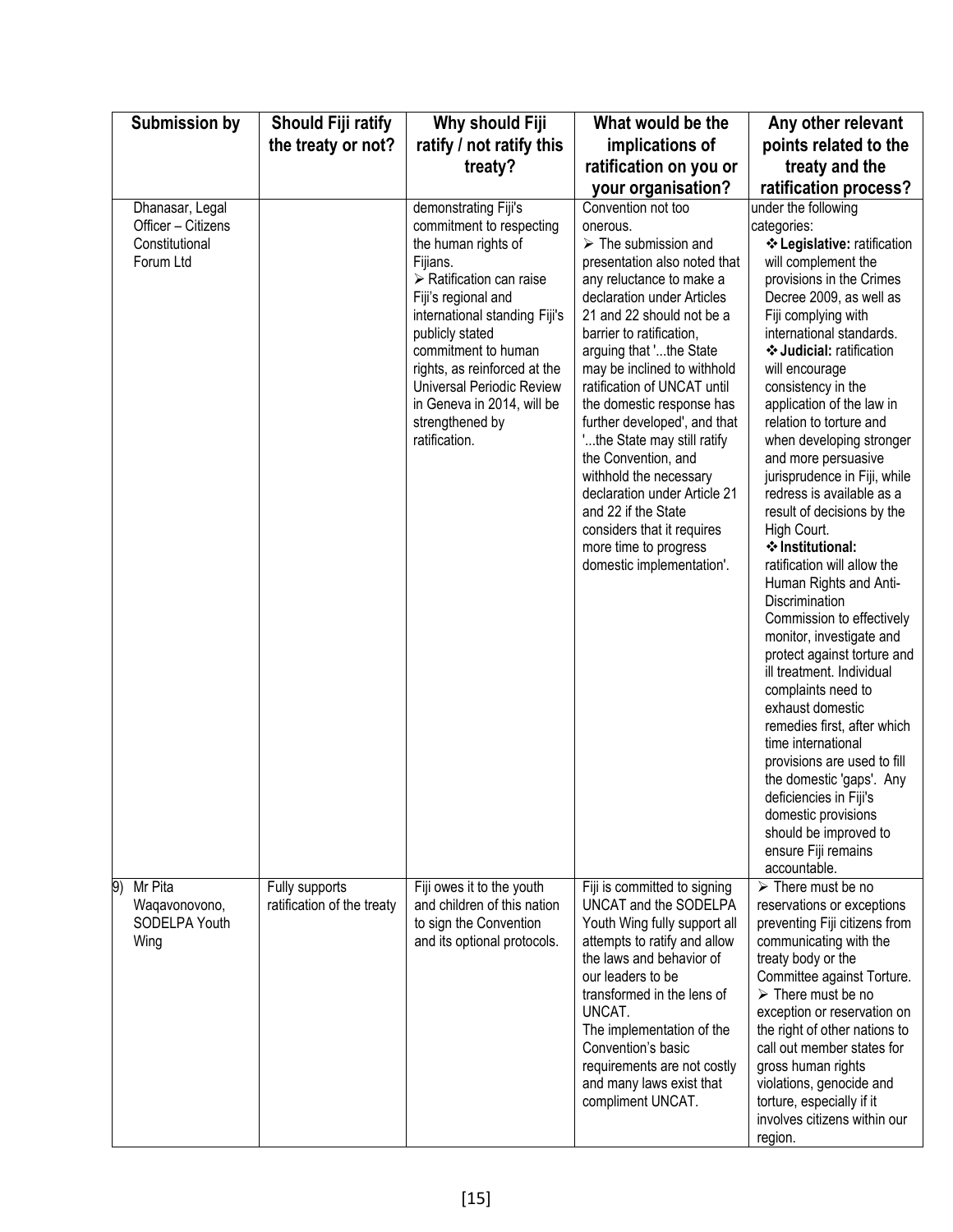| Submission by | Should Fiji ratify the treaty or not? | Why should Fiji ratify / not ratify this treaty? | What would be the implications of ratification on you or your organisation? | Any other relevant points related to the treaty and the ratification process? |
|---|---|---|---|---|
| Dhanasar, Legal Officer – Citizens Constitutional Forum Ltd | | demonstrating Fiji's commitment to respecting the human rights of Fijians.<br>➢ Ratification can raise Fiji's regional and international standing Fiji's publicly stated commitment to human rights, as reinforced at the Universal Periodic Review in Geneva in 2014, will be strengthened by ratification. | Convention not too onerous.<br>➢ The submission and presentation also noted that any reluctance to make a declaration under Articles 21 and 22 should not be a barrier to ratification, arguing that '...the State may be inclined to withhold ratification of UNCAT until the domestic response has further developed', and that '...the State may still ratify the Convention, and withhold the necessary declaration under Article 21 and 22 if the State considers that it requires more time to progress domestic implementation'. | under the following categories:<br>❖ **Legislative:** ratification will complement the provisions in the Crimes Decree 2009, as well as Fiji complying with international standards.<br>❖ **Judicial:** ratification will encourage consistency in the application of the law in relation to torture and when developing stronger and more persuasive jurisprudence in Fiji, while redress is available as a result of decisions by the High Court.<br>❖ **Institutional:** ratification will allow the Human Rights and Anti-Discrimination Commission to effectively monitor, investigate and protect against torture and ill treatment. Individual complaints need to exhaust domestic remedies first, after which time international provisions are used to fill the domestic 'gaps'. Any deficiencies in Fiji's domestic provisions should be improved to ensure Fiji remains accountable. |
| 9) Mr Pita Waqavonovono, SODELPA Youth Wing | Fully supports ratification of the treaty | Fiji owes it to the youth and children of this nation to sign the Convention and its optional protocols. | Fiji is committed to signing UNCAT and the SODELPA Youth Wing fully support all attempts to ratify and allow the laws and behavior of our leaders to be transformed in the lens of UNCAT.<br>The implementation of the Convention's basic requirements are not costly and many laws exist that compliment UNCAT. | ➢ There must be no reservations or exceptions preventing Fiji citizens from communicating with the treaty body or the Committee against Torture.<br>➢ There must be no exception or reservation on the right of other nations to call out member states for gross human rights violations, genocide and torture, especially if it involves citizens within our region. |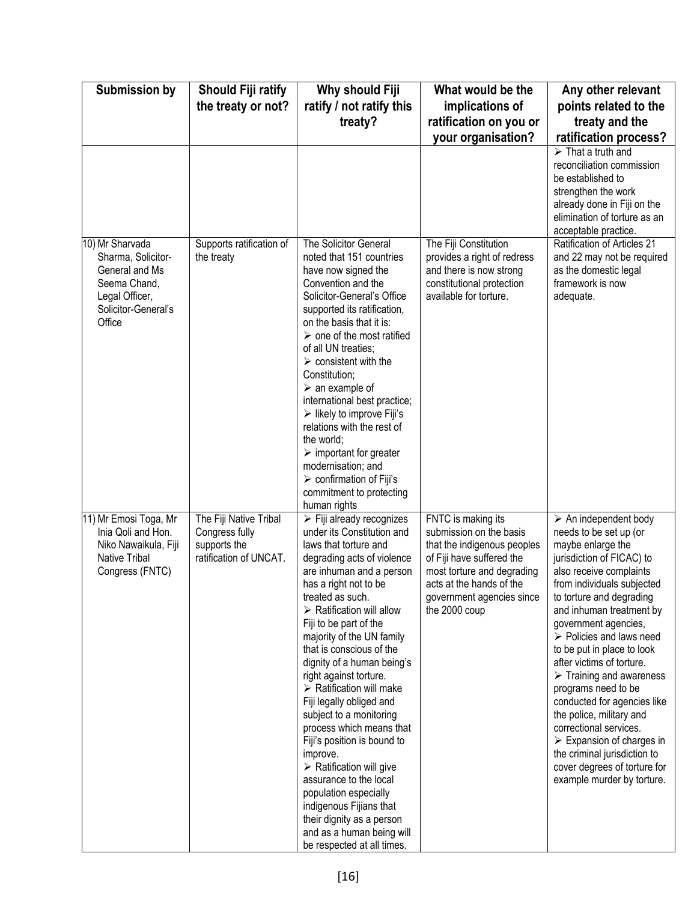| Submission by | Should Fiji ratify the treaty or not? | Why should Fiji ratify / not ratify this treaty? | What would be the implications of ratification on you or your organisation? | Any other relevant points related to the treaty and the ratification process? |
|---|---|---|---|---|
| | | | | ➢ That a truth and reconciliation commission be established to strengthen the work already done in Fiji on the elimination of torture as an acceptable practice. |
| 10) Mr Sharvada Sharma, Solicitor-General and Ms Seema Chand, Legal Officer, Solicitor-General's Office | Supports ratification of the treaty | The Solicitor General noted that 151 countries have now signed the Convention and the Solicitor-General's Office supported its ratification, on the basis that it is:<br>➢ one of the most ratified of all UN treaties;<br>➢ consistent with the Constitution;<br>➢ an example of international best practice;<br>➢ likely to improve Fiji's relations with the rest of the world;<br>➢ important for greater modernisation; and<br>➢ confirmation of Fiji's commitment to protecting human rights | The Fiji Constitution provides a right of redress and there is now strong constitutional protection available for torture. | Ratification of Articles 21 and 22 may not be required as the domestic legal framework is now adequate. |
| 11) Mr Emosi Toga, Mr Inia Qoli and Hon. Niko Nawaikula, Fiji Native Tribal Congress (FNTC) | The Fiji Native Tribal Congress fully supports the ratification of UNCAT. | ➢ Fiji already recognizes under its Constitution and laws that torture and degrading acts of violence are inhuman and a person has a right not to be treated as such.<br>➢ Ratification will allow Fiji to be part of the majority of the UN family that is conscious of the dignity of a human being's right against torture.<br>➢ Ratification will make Fiji legally obliged and subject to a monitoring process which means that Fiji's position is bound to improve.<br>➢ Ratification will give assurance to the local population especially indigenous Fijians that their dignity as a person and as a human being will be respected at all times. | FNTC is making its submission on the basis that the indigenous peoples of Fiji have suffered the most torture and degrading acts at the hands of the government agencies since the 2000 coup | ➢ An independent body needs to be set up (or maybe enlarge the jurisdiction of FICAC) to also receive complaints from individuals subjected to torture and degrading and inhuman treatment by government agencies,<br>➢ Policies and laws need to be put in place to look after victims of torture.<br>➢ Training and awareness programs need to be conducted for agencies like the police, military and correctional services.<br>➢ Expansion of charges in the criminal jurisdiction to cover degrees of torture for example murder by torture. |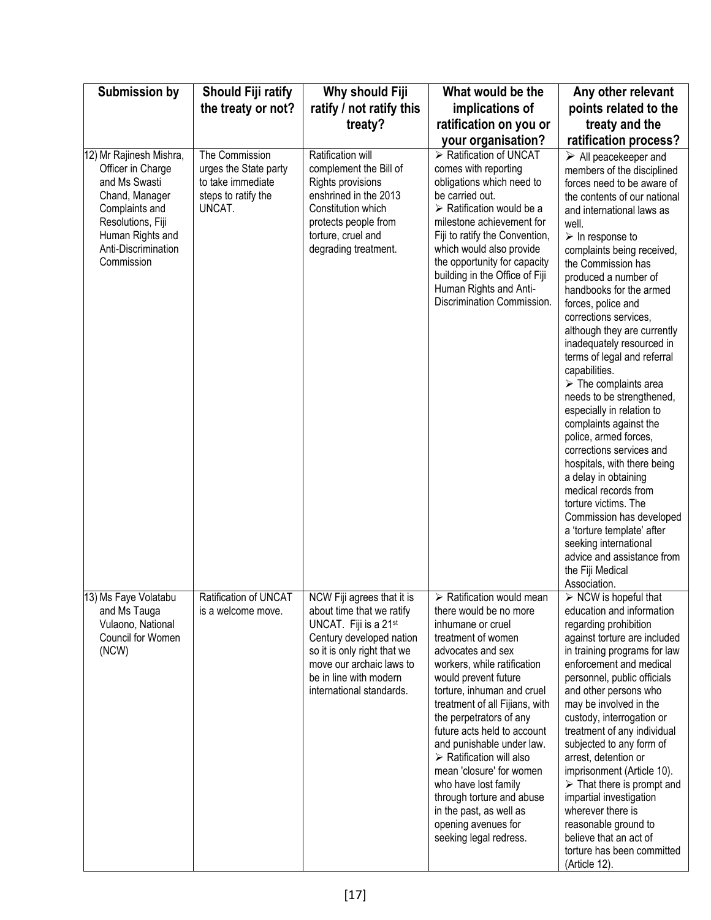| Submission by | Should Fiji ratify the treaty or not? | Why should Fiji ratify / not ratify this treaty? | What would be the implications of ratification on you or your organisation? | Any other relevant points related to the treaty and the ratification process? |
|---|---|---|---|---|
| 12) Mr Rajinesh Mishra, Officer in Charge and Ms Swasti Chand, Manager Complaints and Resolutions, Fiji Human Rights and Anti-Discrimination Commission | The Commission urges the State party to take immediate steps to ratify the UNCAT. | Ratification will complement the Bill of Rights provisions enshrined in the 2013 Constitution which protects people from torture, cruel and degrading treatment. | ➢ Ratification of UNCAT comes with reporting obligations which need to be carried out. <br> ➢ Ratification would be a milestone achievement for Fiji to ratify the Convention, which would also provide the opportunity for capacity building in the Office of Fiji Human Rights and Anti-Discrimination Commission. | ➢ All peacekeeper and members of the disciplined forces need to be aware of the contents of our national and international laws as well. <br> ➢ In response to complaints being received, the Commission has produced a number of handbooks for the armed forces, police and corrections services, although they are currently inadequately resourced in terms of legal and referral capabilities. <br> ➢ The complaints area needs to be strengthened, especially in relation to complaints against the police, armed forces, corrections services and hospitals, with there being a delay in obtaining medical records from torture victims. The Commission has developed a 'torture template' after seeking international advice and assistance from the Fiji Medical Association. |
| 13) Ms Faye Volatabu and Ms Tauga Vulaono, National Council for Women (NCW) | Ratification of UNCAT is a welcome move. | NCW Fiji agrees that it is about time that we ratify UNCAT. Fiji is a 21st Century developed nation so it is only right that we move our archaic laws to be in line with modern international standards. | ➢ Ratification would mean there would be no more inhumane or cruel treatment of women advocates and sex workers, while ratification would prevent future torture, inhuman and cruel treatment of all Fijians, with the perpetrators of any future acts held to account and punishable under law. <br> ➢ Ratification will also mean 'closure' for women who have lost family through torture and abuse in the past, as well as opening avenues for seeking legal redress. | ➢ NCW is hopeful that education and information regarding prohibition against torture are included in training programs for law enforcement and medical personnel, public officials and other persons who may be involved in the custody, interrogation or treatment of any individual subjected to any form of arrest, detention or imprisonment (Article 10). <br> ➢ That there is prompt and impartial investigation wherever there is reasonable ground to believe that an act of torture has been committed (Article 12). |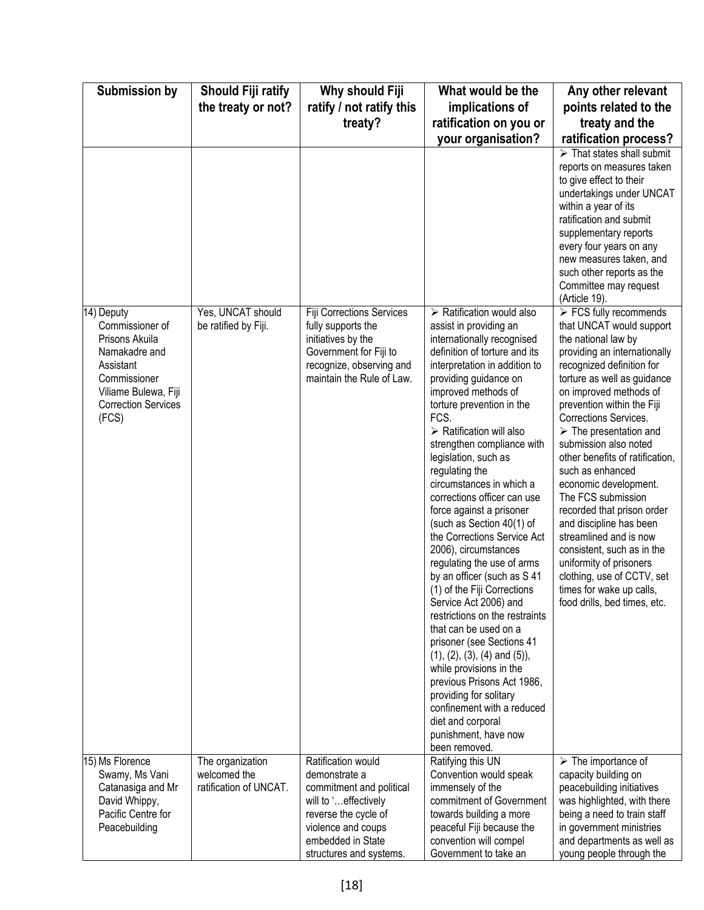| Submission by | Should Fiji ratify the treaty or not? | Why should Fiji ratify / not ratify this treaty? | What would be the implications of ratification on you or your organisation? | Any other relevant points related to the treaty and the ratification process? |
|---|---|---|---|---|
| | | | | ➢ That states shall submit reports on measures taken to give effect to their undertakings under UNCAT within a year of its ratification and submit supplementary reports every four years on any new measures taken, and such other reports as the Committee may request (Article 19). |
| 14) Deputy Commissioner of Prisons Akuila Namakadre and Assistant Commissioner Viliame Bulewa, Fiji Correction Services (FCS) | Yes, UNCAT should be ratified by Fiji. | Fiji Corrections Services fully supports the initiatives by the Government for Fiji to recognize, observing and maintain the Rule of Law. | ➢ Ratification would also assist in providing an internationally recognised definition of torture and its interpretation in addition to providing guidance on improved methods of torture prevention in the FCS.<br>➢ Ratification will also strengthen compliance with legislation, such as regulating the circumstances in which a corrections officer can use force against a prisoner (such as Section 40(1) of the Corrections Service Act 2006), circumstances regulating the use of arms by an officer (such as S 41 (1) of the Fiji Corrections Service Act 2006) and restrictions on the restraints that can be used on a prisoner (see Sections 41 (1), (2), (3), (4) and (5)), while provisions in the previous Prisons Act 1986, providing for solitary confinement with a reduced diet and corporal punishment, have now been removed. | ➢ FCS fully recommends that UNCAT would support the national law by providing an internationally recognized definition for torture as well as guidance on improved methods of prevention within the Fiji Corrections Services.<br>➢ The presentation and submission also noted other benefits of ratification, such as enhanced economic development. The FCS submission recorded that prison order and discipline has been streamlined and is now consistent, such as in the uniformity of prisoners clothing, use of CCTV, set times for wake up calls, food drills, bed times, etc. |
| 15) Ms Florence Swamy, Ms Vani Catanasiga and Mr David Whippy, Pacific Centre for Peacebuilding | The organization welcomed the ratification of UNCAT. | Ratification would demonstrate a commitment and political will to '…effectively reverse the cycle of violence and coups embedded in State structures and systems. | Ratifying this UN Convention would speak immensely of the commitment of Government towards building a more peaceful Fiji because the convention will compel Government to take an | ➢ The importance of capacity building on peacebuilding initiatives was highlighted, with there being a need to train staff in government ministries and departments as well as young people through the |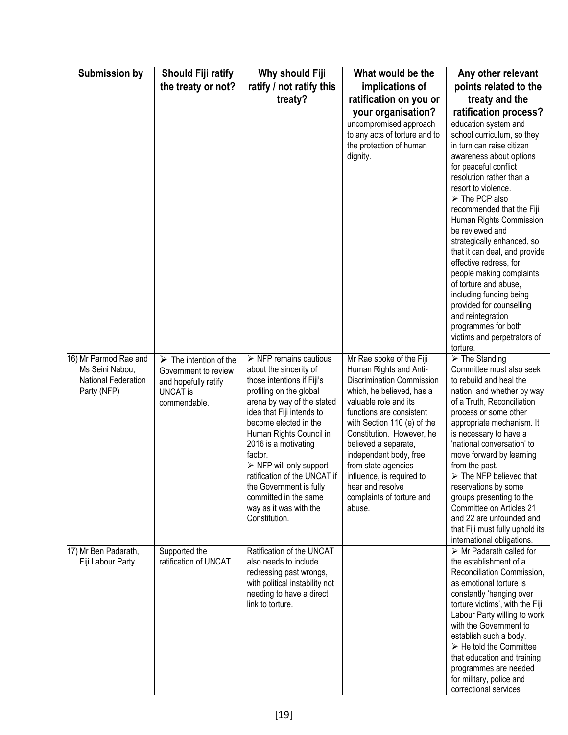| Submission by | Should Fiji ratify the treaty or not? | Why should Fiji ratify / not ratify this treaty? | What would be the implications of ratification on you or your organisation? | Any other relevant points related to the treaty and the ratification process? |
|---|---|---|---|---|
| | | | uncompromised approach to any acts of torture and to the protection of human dignity. | education system and school curriculum, so they in turn can raise citizen awareness about options for peaceful conflict resolution rather than a resort to violence.<br>➢ The PCP also recommended that the Fiji Human Rights Commission be reviewed and strategically enhanced, so that it can deal, and provide effective redress, for people making complaints of torture and abuse, including funding being provided for counselling and reintegration programmes for both victims and perpetrators of torture. |
| 16) Mr Parmod Rae and Ms Seini Nabou, National Federation Party (NFP) | ➢ The intention of the Government to review and hopefully ratify UNCAT is commendable. | ➢ NFP remains cautious about the sincerity of those intentions if Fiji's profiling on the global arena by way of the stated idea that Fiji intends to become elected in the Human Rights Council in 2016 is a motivating factor.<br>➢ NFP will only support ratification of the UNCAT if the Government is fully committed in the same way as it was with the Constitution. | Mr Rae spoke of the Fiji Human Rights and Anti-Discrimination Commission which, he believed, has a valuable role and its functions are consistent with Section 110 (e) of the Constitution. However, he believed a separate, independent body, free from state agencies influence, is required to hear and resolve complaints of torture and abuse. | ➢ The Standing Committee must also seek to rebuild and heal the nation, and whether by way of a Truth, Reconciliation process or some other appropriate mechanism. It is necessary to have a 'national conversation' to move forward by learning from the past.<br>➢ The NFP believed that reservations by some groups presenting to the Committee on Articles 21 and 22 are unfounded and that Fiji must fully uphold its international obligations. |
| 17) Mr Ben Padarath, Fiji Labour Party | Supported the ratification of UNCAT. | Ratification of the UNCAT also needs to include redressing past wrongs, with political instability not needing to have a direct link to torture. | | ➢ Mr Padarath called for the establishment of a Reconciliation Commission, as emotional torture is constantly 'hanging over torture victims', with the Fiji Labour Party willing to work with the Government to establish such a body.<br>➢ He told the Committee that education and training programmes are needed for military, police and correctional services |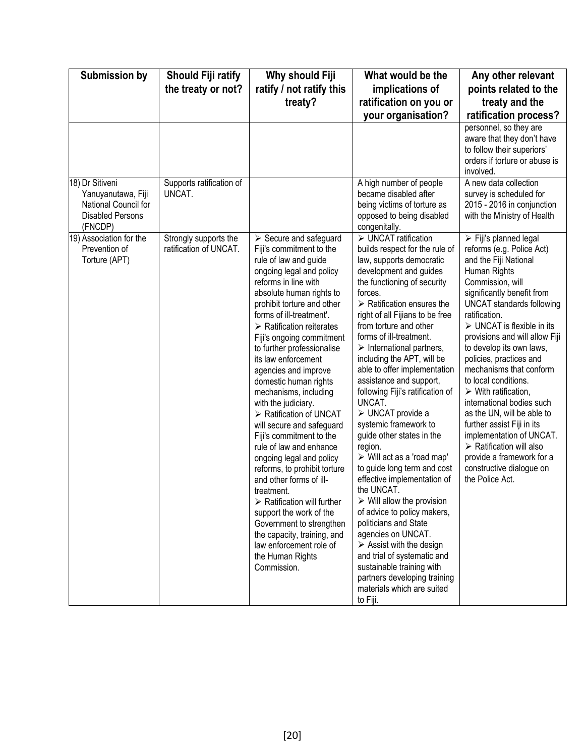| Submission by | Should Fiji ratify the treaty or not? | Why should Fiji ratify / not ratify this treaty? | What would be the implications of ratification on you or your organisation? | Any other relevant points related to the treaty and the ratification process? |
|---|---|---|---|---|
| | | | | personnel, so they are aware that they don't have to follow their superiors' orders if torture or abuse is involved. |
| 18) Dr Sitiveni Yanuyanutawa, Fiji National Council for Disabled Persons (FNCDP) | Supports ratification of UNCAT. | | A high number of people became disabled after being victims of torture as opposed to being disabled congenitally. | A new data collection survey is scheduled for 2015 - 2016 in conjunction with the Ministry of Health |
| 19) Association for the Prevention of Torture (APT) | Strongly supports the ratification of UNCAT. | ➢ Secure and safeguard Fiji's commitment to the rule of law and guide ongoing legal and policy reforms in line with absolute human rights to prohibit torture and other forms of ill-treatment'. <br> ➢ Ratification reiterates Fiji's ongoing commitment to further professionalise its law enforcement agencies and improve domestic human rights mechanisms, including with the judiciary. <br> ➢ Ratification of UNCAT will secure and safeguard Fiji's commitment to the rule of law and enhance ongoing legal and policy reforms, to prohibit torture and other forms of ill-treatment. <br> ➢ Ratification will further support the work of the Government to strengthen the capacity, training, and law enforcement role of the Human Rights Commission. | ➢ UNCAT ratification builds respect for the rule of law, supports democratic development and guides the functioning of security forces. <br> ➢ Ratification ensures the right of all Fijians to be free from torture and other forms of ill-treatment. <br> ➢ International partners, including the APT, will be able to offer implementation assistance and support, following Fiji's ratification of UNCAT. <br> ➢ UNCAT provide a systemic framework to guide other states in the region. <br> ➢ Will act as a 'road map' to guide long term and cost effective implementation of the UNCAT. <br> ➢ Will allow the provision of advice to policy makers, politicians and State agencies on UNCAT. <br> ➢ Assist with the design and trial of systematic and sustainable training with partners developing training materials which are suited to Fiji. | ➢ Fiji's planned legal reforms (e.g. Police Act) and the Fiji National Human Rights Commission, will significantly benefit from UNCAT standards following ratification. <br> ➢ UNCAT is flexible in its provisions and will allow Fiji to develop its own laws, policies, practices and mechanisms that conform to local conditions. <br> ➢ With ratification, international bodies such as the UN, will be able to further assist Fiji in its implementation of UNCAT. <br> ➢ Ratification will also provide a framework for a constructive dialogue on the Police Act. |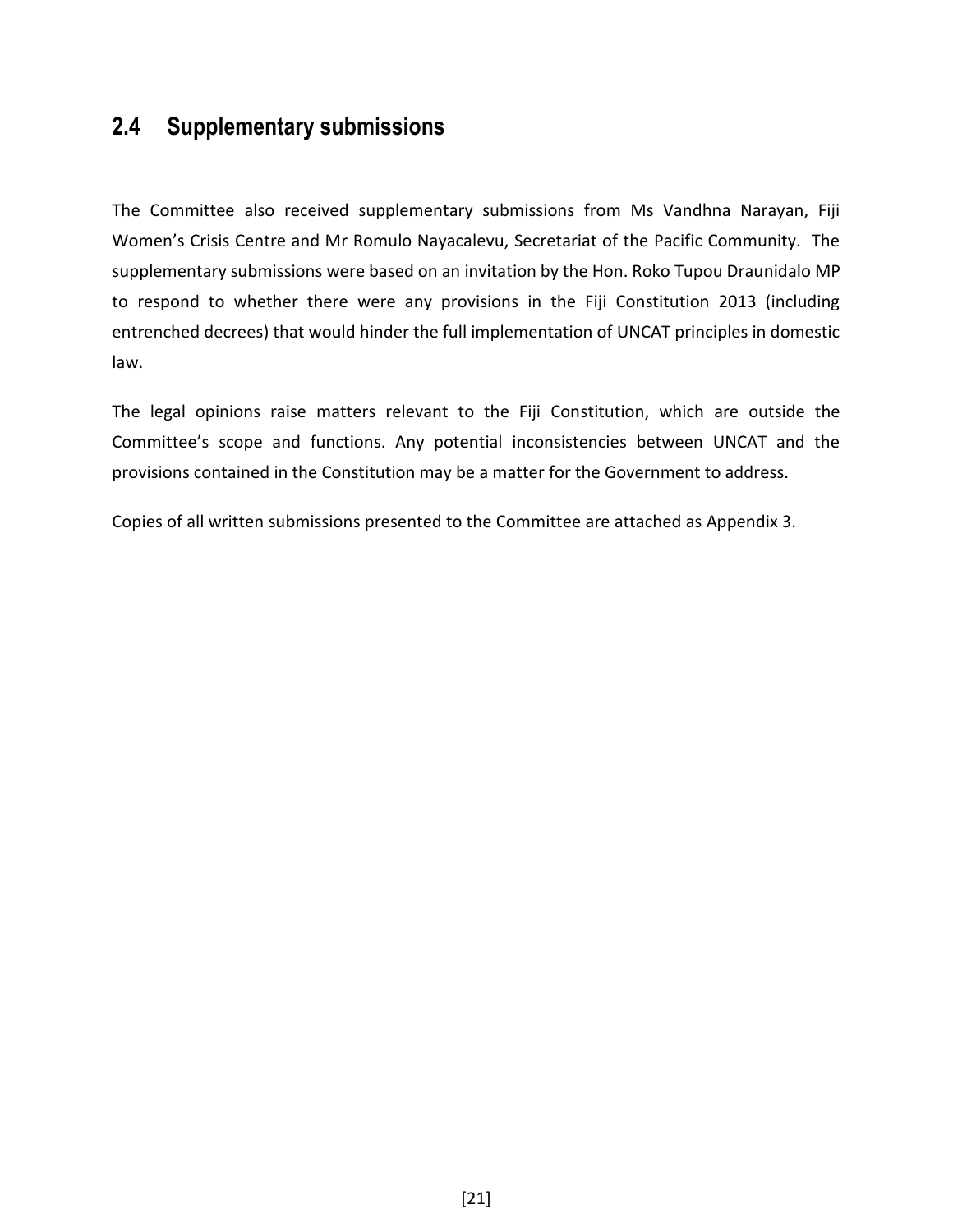## 2.4 Supplementary submissions

The Committee also received supplementary submissions from Ms Vandhna Narayan, Fiji Women's Crisis Centre and Mr Romulo Nayacalevu, Secretariat of the Pacific Community. The supplementary submissions were based on an invitation by the Hon. Roko Tupou Draunidalo MP to respond to whether there were any provisions in the Fiji Constitution 2013 (including entrenched decrees) that would hinder the full implementation of UNCAT principles in domestic law.

The legal opinions raise matters relevant to the Fiji Constitution, which are outside the Committee's scope and functions. Any potential inconsistencies between UNCAT and the provisions contained in the Constitution may be a matter for the Government to address.

Copies of all written submissions presented to the Committee are attached as Appendix 3.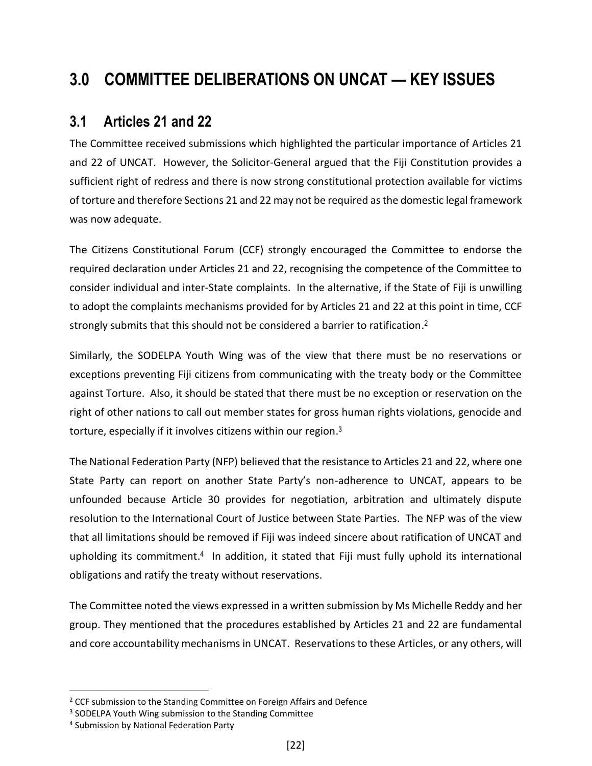# 3.0 COMMITTEE DELIBERATIONS ON UNCAT — KEY ISSUES

## 3.1 Articles 21 and 22

The Committee received submissions which highlighted the particular importance of Articles 21 and 22 of UNCAT. However, the Solicitor-General argued that the Fiji Constitution provides a sufficient right of redress and there is now strong constitutional protection available for victims of torture and therefore Sections 21 and 22 may not be required as the domestic legal framework was now adequate.

The Citizens Constitutional Forum (CCF) strongly encouraged the Committee to endorse the required declaration under Articles 21 and 22, recognising the competence of the Committee to consider individual and inter-State complaints. In the alternative, if the State of Fiji is unwilling to adopt the complaints mechanisms provided for by Articles 21 and 22 at this point in time, CCF strongly submits that this should not be considered a barrier to ratification.[2]

Similarly, the SODELPA Youth Wing was of the view that there must be no reservations or exceptions preventing Fiji citizens from communicating with the treaty body or the Committee against Torture. Also, it should be stated that there must be no exception or reservation on the right of other nations to call out member states for gross human rights violations, genocide and torture, especially if it involves citizens within our region.[3]

The National Federation Party (NFP) believed that the resistance to Articles 21 and 22, where one State Party can report on another State Party's non-adherence to UNCAT, appears to be unfounded because Article 30 provides for negotiation, arbitration and ultimately dispute resolution to the International Court of Justice between State Parties. The NFP was of the view that all limitations should be removed if Fiji was indeed sincere about ratification of UNCAT and upholding its commitment.[4] In addition, it stated that Fiji must fully uphold its international obligations and ratify the treaty without reservations.

The Committee noted the views expressed in a written submission by Ms Michelle Reddy and her group. They mentioned that the procedures established by Articles 21 and 22 are fundamental and core accountability mechanisms in UNCAT. Reservations to these Articles, or any others, will

---

[2] CCF submission to the Standing Committee on Foreign Affairs and Defence

[3] SODELPA Youth Wing submission to the Standing Committee

[4] Submission by National Federation Party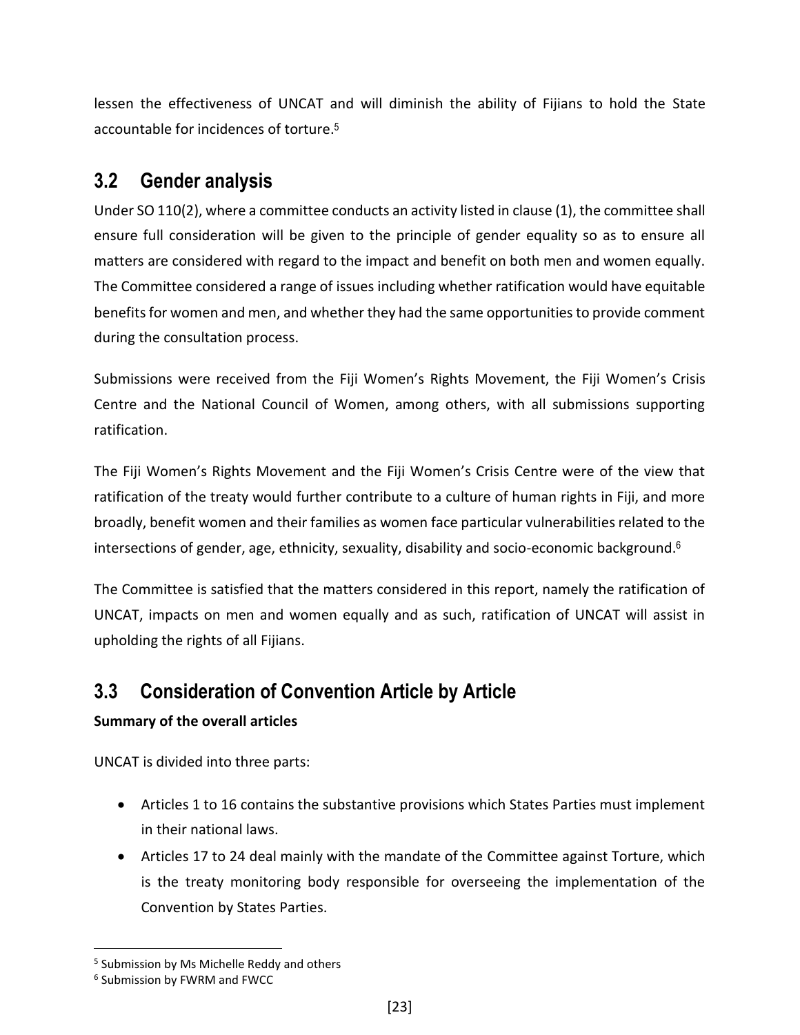lessen the effectiveness of UNCAT and will diminish the ability of Fijians to hold the State accountable for incidences of torture.[5]

## 3.2 Gender analysis

Under SO 110(2), where a committee conducts an activity listed in clause (1), the committee shall ensure full consideration will be given to the principle of gender equality so as to ensure all matters are considered with regard to the impact and benefit on both men and women equally. The Committee considered a range of issues including whether ratification would have equitable benefits for women and men, and whether they had the same opportunities to provide comment during the consultation process.

Submissions were received from the Fiji Women's Rights Movement, the Fiji Women's Crisis Centre and the National Council of Women, among others, with all submissions supporting ratification.

The Fiji Women's Rights Movement and the Fiji Women's Crisis Centre were of the view that ratification of the treaty would further contribute to a culture of human rights in Fiji, and more broadly, benefit women and their families as women face particular vulnerabilities related to the intersections of gender, age, ethnicity, sexuality, disability and socio-economic background.[6]

The Committee is satisfied that the matters considered in this report, namely the ratification of UNCAT, impacts on men and women equally and as such, ratification of UNCAT will assist in upholding the rights of all Fijians.

## 3.3 Consideration of Convention Article by Article

**Summary of the overall articles**

UNCAT is divided into three parts:

- Articles 1 to 16 contains the substantive provisions which States Parties must implement in their national laws.
- Articles 17 to 24 deal mainly with the mandate of the Committee against Torture, which is the treaty monitoring body responsible for overseeing the implementation of the Convention by States Parties.

---

[5] Submission by Ms Michelle Reddy and others

[6] Submission by FWRM and FWCC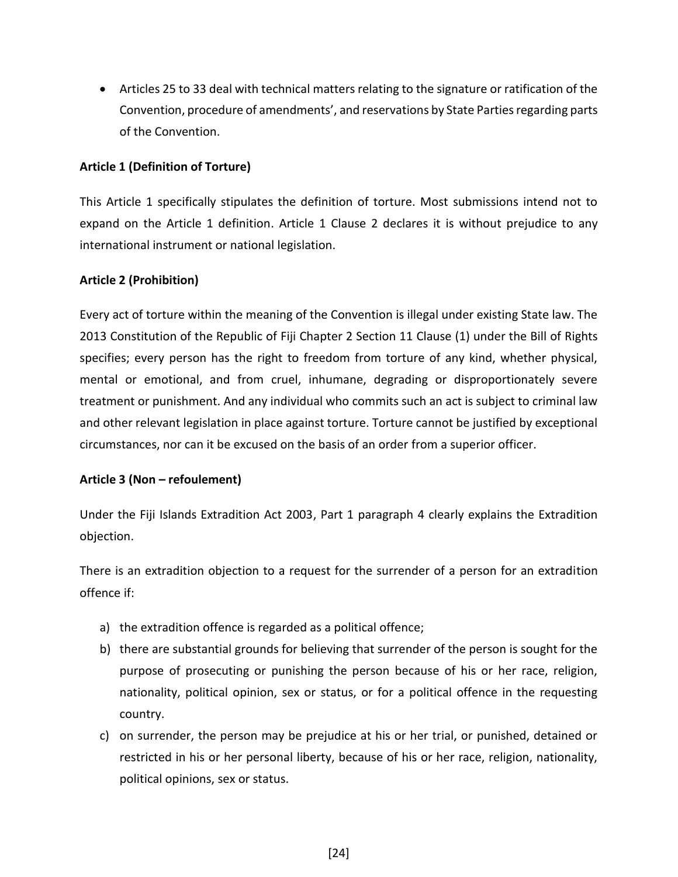- Articles 25 to 33 deal with technical matters relating to the signature or ratification of the Convention, procedure of amendments', and reservations by State Parties regarding parts of the Convention.

**Article 1 (Definition of Torture)**

This Article 1 specifically stipulates the definition of torture. Most submissions intend not to expand on the Article 1 definition. Article 1 Clause 2 declares it is without prejudice to any international instrument or national legislation.

**Article 2 (Prohibition)**

Every act of torture within the meaning of the Convention is illegal under existing State law. The 2013 Constitution of the Republic of Fiji Chapter 2 Section 11 Clause (1) under the Bill of Rights specifies; every person has the right to freedom from torture of any kind, whether physical, mental or emotional, and from cruel, inhumane, degrading or disproportionately severe treatment or punishment. And any individual who commits such an act is subject to criminal law and other relevant legislation in place against torture. Torture cannot be justified by exceptional circumstances, nor can it be excused on the basis of an order from a superior officer.

**Article 3 (Non – refoulement)**

Under the Fiji Islands Extradition Act 2003, Part 1 paragraph 4 clearly explains the Extradition objection.

There is an extradition objection to a request for the surrender of a person for an extradition offence if:

a) the extradition offence is regarded as a political offence;
b) there are substantial grounds for believing that surrender of the person is sought for the purpose of prosecuting or punishing the person because of his or her race, religion, nationality, political opinion, sex or status, or for a political offence in the requesting country.
c) on surrender, the person may be prejudice at his or her trial, or punished, detained or restricted in his or her personal liberty, because of his or her race, religion, nationality, political opinions, sex or status.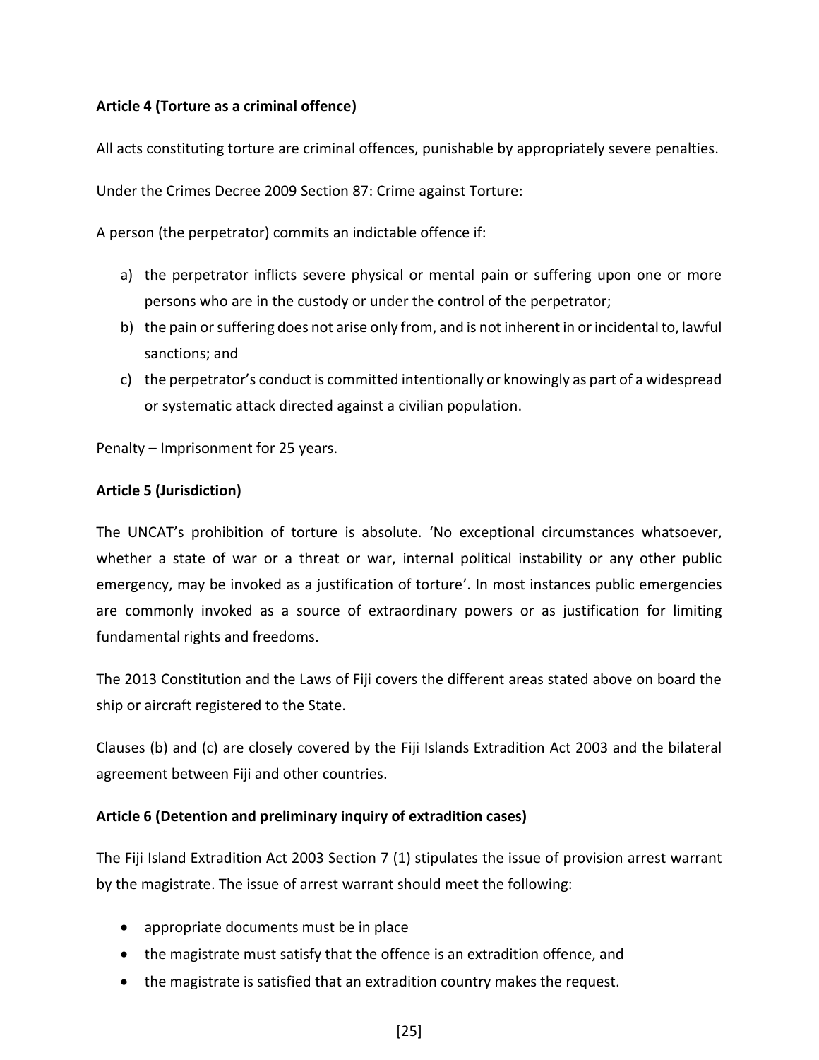**Article 4 (Torture as a criminal offence)**

All acts constituting torture are criminal offences, punishable by appropriately severe penalties.

Under the Crimes Decree 2009 Section 87: Crime against Torture:

A person (the perpetrator) commits an indictable offence if:

a) the perpetrator inflicts severe physical or mental pain or suffering upon one or more persons who are in the custody or under the control of the perpetrator;
b) the pain or suffering does not arise only from, and is not inherent in or incidental to, lawful sanctions; and
c) the perpetrator's conduct is committed intentionally or knowingly as part of a widespread or systematic attack directed against a civilian population.

Penalty – Imprisonment for 25 years.

**Article 5 (Jurisdiction)**

The UNCAT's prohibition of torture is absolute. 'No exceptional circumstances whatsoever, whether a state of war or a threat or war, internal political instability or any other public emergency, may be invoked as a justification of torture'. In most instances public emergencies are commonly invoked as a source of extraordinary powers or as justification for limiting fundamental rights and freedoms.

The 2013 Constitution and the Laws of Fiji covers the different areas stated above on board the ship or aircraft registered to the State.

Clauses (b) and (c) are closely covered by the Fiji Islands Extradition Act 2003 and the bilateral agreement between Fiji and other countries.

**Article 6 (Detention and preliminary inquiry of extradition cases)**

The Fiji Island Extradition Act 2003 Section 7 (1) stipulates the issue of provision arrest warrant by the magistrate. The issue of arrest warrant should meet the following:

- appropriate documents must be in place
- the magistrate must satisfy that the offence is an extradition offence, and
- the magistrate is satisfied that an extradition country makes the request.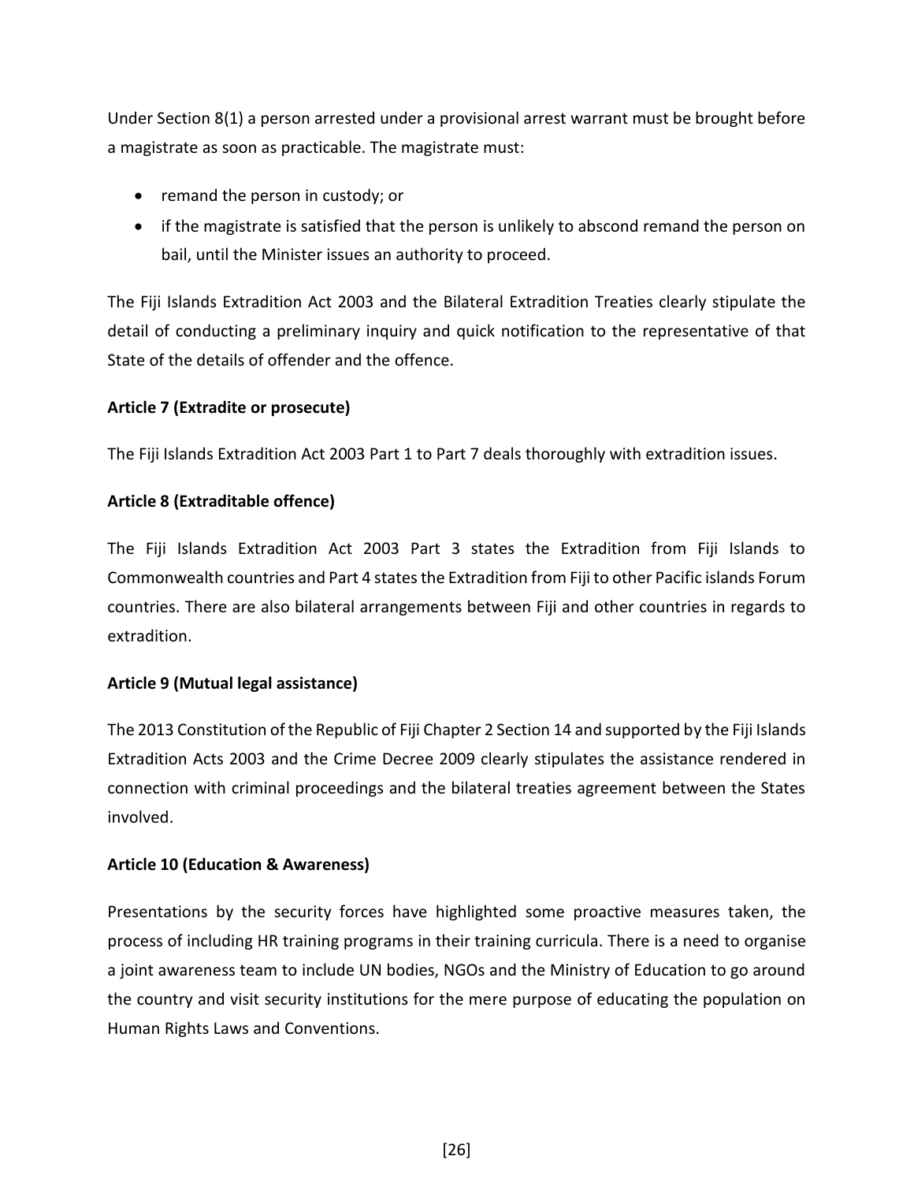Under Section 8(1) a person arrested under a provisional arrest warrant must be brought before a magistrate as soon as practicable. The magistrate must:

- remand the person in custody; or
- if the magistrate is satisfied that the person is unlikely to abscond remand the person on bail, until the Minister issues an authority to proceed.

The Fiji Islands Extradition Act 2003 and the Bilateral Extradition Treaties clearly stipulate the detail of conducting a preliminary inquiry and quick notification to the representative of that State of the details of offender and the offence.

**Article 7 (Extradite or prosecute)**

The Fiji Islands Extradition Act 2003 Part 1 to Part 7 deals thoroughly with extradition issues.

**Article 8 (Extraditable offence)**

The Fiji Islands Extradition Act 2003 Part 3 states the Extradition from Fiji Islands to Commonwealth countries and Part 4 states the Extradition from Fiji to other Pacific islands Forum countries. There are also bilateral arrangements between Fiji and other countries in regards to extradition.

**Article 9 (Mutual legal assistance)**

The 2013 Constitution of the Republic of Fiji Chapter 2 Section 14 and supported by the Fiji Islands Extradition Acts 2003 and the Crime Decree 2009 clearly stipulates the assistance rendered in connection with criminal proceedings and the bilateral treaties agreement between the States involved.

**Article 10 (Education & Awareness)**

Presentations by the security forces have highlighted some proactive measures taken, the process of including HR training programs in their training curricula. There is a need to organise a joint awareness team to include UN bodies, NGOs and the Ministry of Education to go around the country and visit security institutions for the mere purpose of educating the population on Human Rights Laws and Conventions.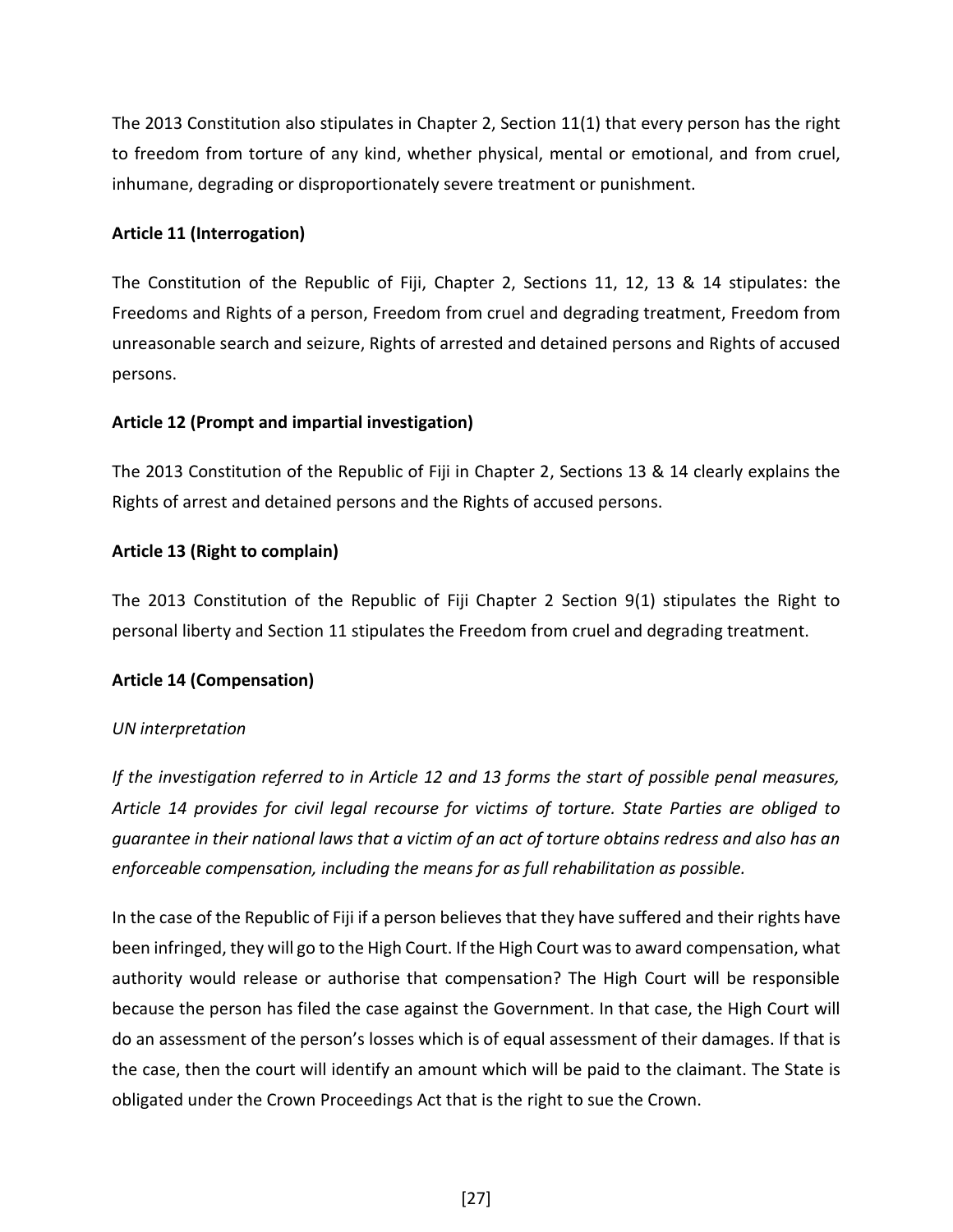The 2013 Constitution also stipulates in Chapter 2, Section 11(1) that every person has the right to freedom from torture of any kind, whether physical, mental or emotional, and from cruel, inhumane, degrading or disproportionately severe treatment or punishment.

**Article 11 (Interrogation)**

The Constitution of the Republic of Fiji, Chapter 2, Sections 11, 12, 13 & 14 stipulates: the Freedoms and Rights of a person, Freedom from cruel and degrading treatment, Freedom from unreasonable search and seizure, Rights of arrested and detained persons and Rights of accused persons.

**Article 12 (Prompt and impartial investigation)**

The 2013 Constitution of the Republic of Fiji in Chapter 2, Sections 13 & 14 clearly explains the Rights of arrest and detained persons and the Rights of accused persons.

**Article 13 (Right to complain)**

The 2013 Constitution of the Republic of Fiji Chapter 2 Section 9(1) stipulates the Right to personal liberty and Section 11 stipulates the Freedom from cruel and degrading treatment.

**Article 14 (Compensation)**

*UN interpretation*

*If the investigation referred to in Article 12 and 13 forms the start of possible penal measures, Article 14 provides for civil legal recourse for victims of torture. State Parties are obliged to guarantee in their national laws that a victim of an act of torture obtains redress and also has an enforceable compensation, including the means for as full rehabilitation as possible.*

In the case of the Republic of Fiji if a person believes that they have suffered and their rights have been infringed, they will go to the High Court. If the High Court was to award compensation, what authority would release or authorise that compensation? The High Court will be responsible because the person has filed the case against the Government. In that case, the High Court will do an assessment of the person's losses which is of equal assessment of their damages. If that is the case, then the court will identify an amount which will be paid to the claimant. The State is obligated under the Crown Proceedings Act that is the right to sue the Crown.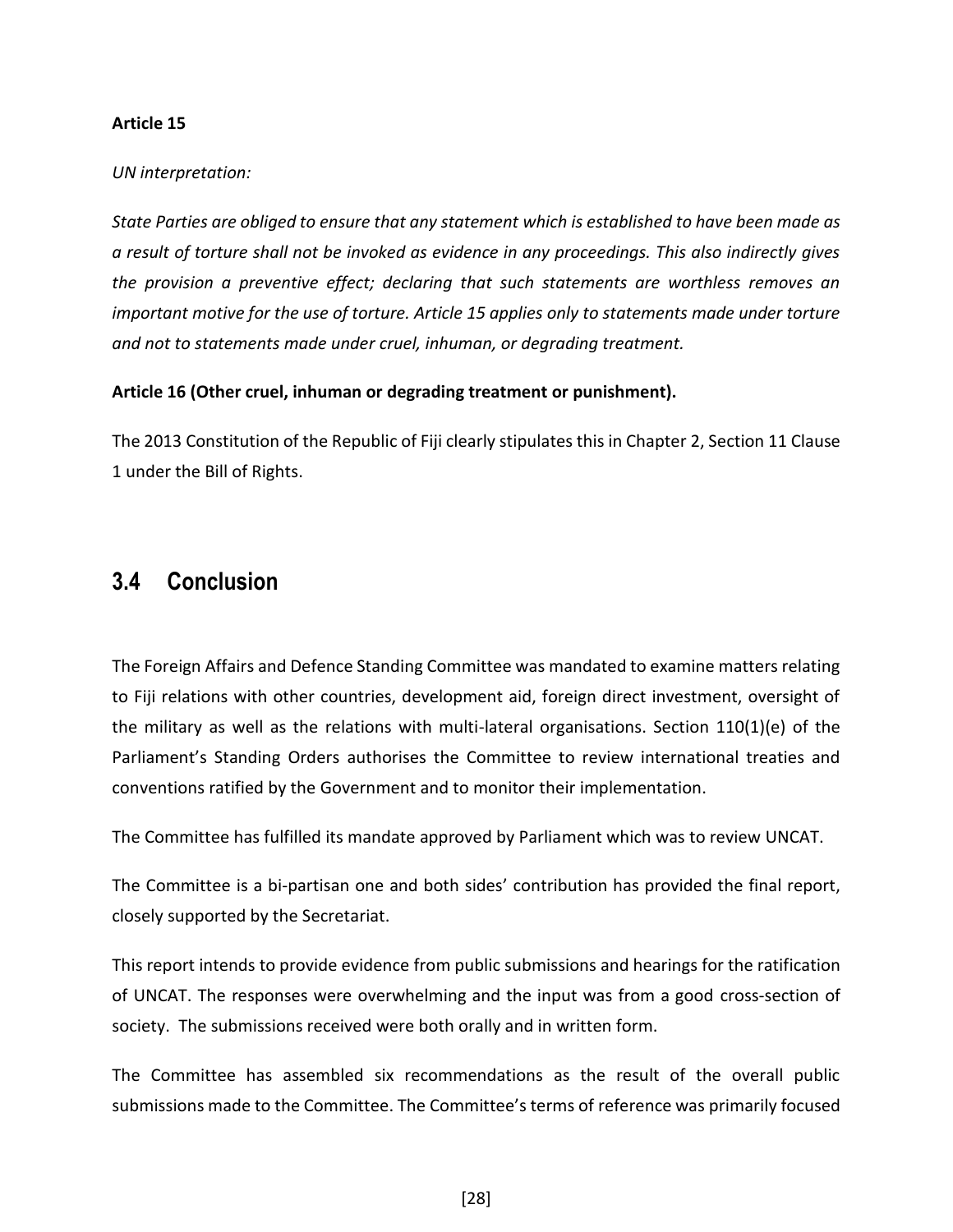**Article 15**

*UN interpretation:*

*State Parties are obliged to ensure that any statement which is established to have been made as a result of torture shall not be invoked as evidence in any proceedings. This also indirectly gives the provision a preventive effect; declaring that such statements are worthless removes an important motive for the use of torture. Article 15 applies only to statements made under torture and not to statements made under cruel, inhuman, or degrading treatment.*

**Article 16 (Other cruel, inhuman or degrading treatment or punishment).**

The 2013 Constitution of the Republic of Fiji clearly stipulates this in Chapter 2, Section 11 Clause 1 under the Bill of Rights.

## 3.4 Conclusion

The Foreign Affairs and Defence Standing Committee was mandated to examine matters relating to Fiji relations with other countries, development aid, foreign direct investment, oversight of the military as well as the relations with multi-lateral organisations. Section 110(1)(e) of the Parliament's Standing Orders authorises the Committee to review international treaties and conventions ratified by the Government and to monitor their implementation.

The Committee has fulfilled its mandate approved by Parliament which was to review UNCAT.

The Committee is a bi-partisan one and both sides' contribution has provided the final report, closely supported by the Secretariat.

This report intends to provide evidence from public submissions and hearings for the ratification of UNCAT. The responses were overwhelming and the input was from a good cross-section of society. The submissions received were both orally and in written form.

The Committee has assembled six recommendations as the result of the overall public submissions made to the Committee. The Committee's terms of reference was primarily focused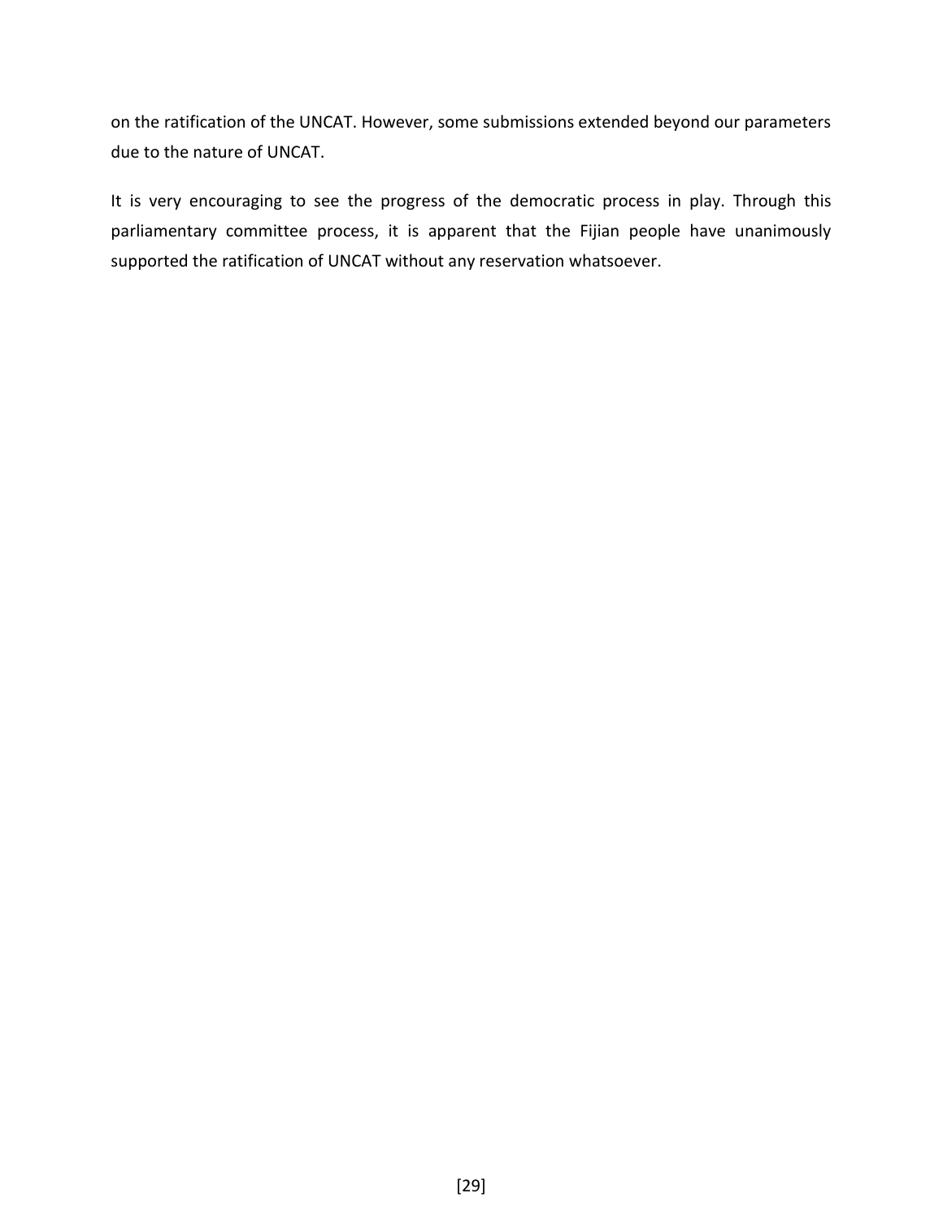on the ratification of the UNCAT. However, some submissions extended beyond our parameters due to the nature of UNCAT.

It is very encouraging to see the progress of the democratic process in play. Through this parliamentary committee process, it is apparent that the Fijian people have unanimously supported the ratification of UNCAT without any reservation whatsoever.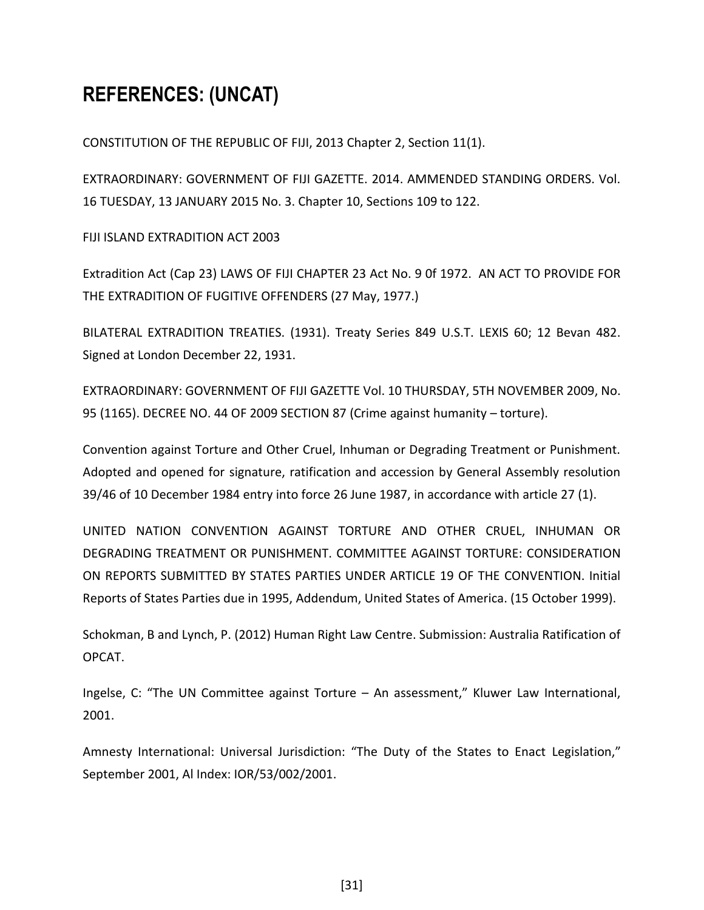# REFERENCES: (UNCAT)

CONSTITUTION OF THE REPUBLIC OF FIJI, 2013 Chapter 2, Section 11(1).

EXTRAORDINARY: GOVERNMENT OF FIJI GAZETTE. 2014. AMMENDED STANDING ORDERS. Vol. 16 TUESDAY, 13 JANUARY 2015 No. 3. Chapter 10, Sections 109 to 122.

FIJI ISLAND EXTRADITION ACT 2003

Extradition Act (Cap 23) LAWS OF FIJI CHAPTER 23 Act No. 9 0f 1972. AN ACT TO PROVIDE FOR THE EXTRADITION OF FUGITIVE OFFENDERS (27 May, 1977.)

BILATERAL EXTRADITION TREATIES. (1931). Treaty Series 849 U.S.T. LEXIS 60; 12 Bevan 482. Signed at London December 22, 1931.

EXTRAORDINARY: GOVERNMENT OF FIJI GAZETTE Vol. 10 THURSDAY, 5TH NOVEMBER 2009, No. 95 (1165). DECREE NO. 44 OF 2009 SECTION 87 (Crime against humanity – torture).

Convention against Torture and Other Cruel, Inhuman or Degrading Treatment or Punishment. Adopted and opened for signature, ratification and accession by General Assembly resolution 39/46 of 10 December 1984 entry into force 26 June 1987, in accordance with article 27 (1).

UNITED NATION CONVENTION AGAINST TORTURE AND OTHER CRUEL, INHUMAN OR DEGRADING TREATMENT OR PUNISHMENT. COMMITTEE AGAINST TORTURE: CONSIDERATION ON REPORTS SUBMITTED BY STATES PARTIES UNDER ARTICLE 19 OF THE CONVENTION. Initial Reports of States Parties due in 1995, Addendum, United States of America. (15 October 1999).

Schokman, B and Lynch, P. (2012) Human Right Law Centre. Submission: Australia Ratification of OPCAT.

Ingelse, C: "The UN Committee against Torture – An assessment," Kluwer Law International, 2001.

Amnesty International: Universal Jurisdiction: "The Duty of the States to Enact Legislation," September 2001, Al Index: IOR/53/002/2001.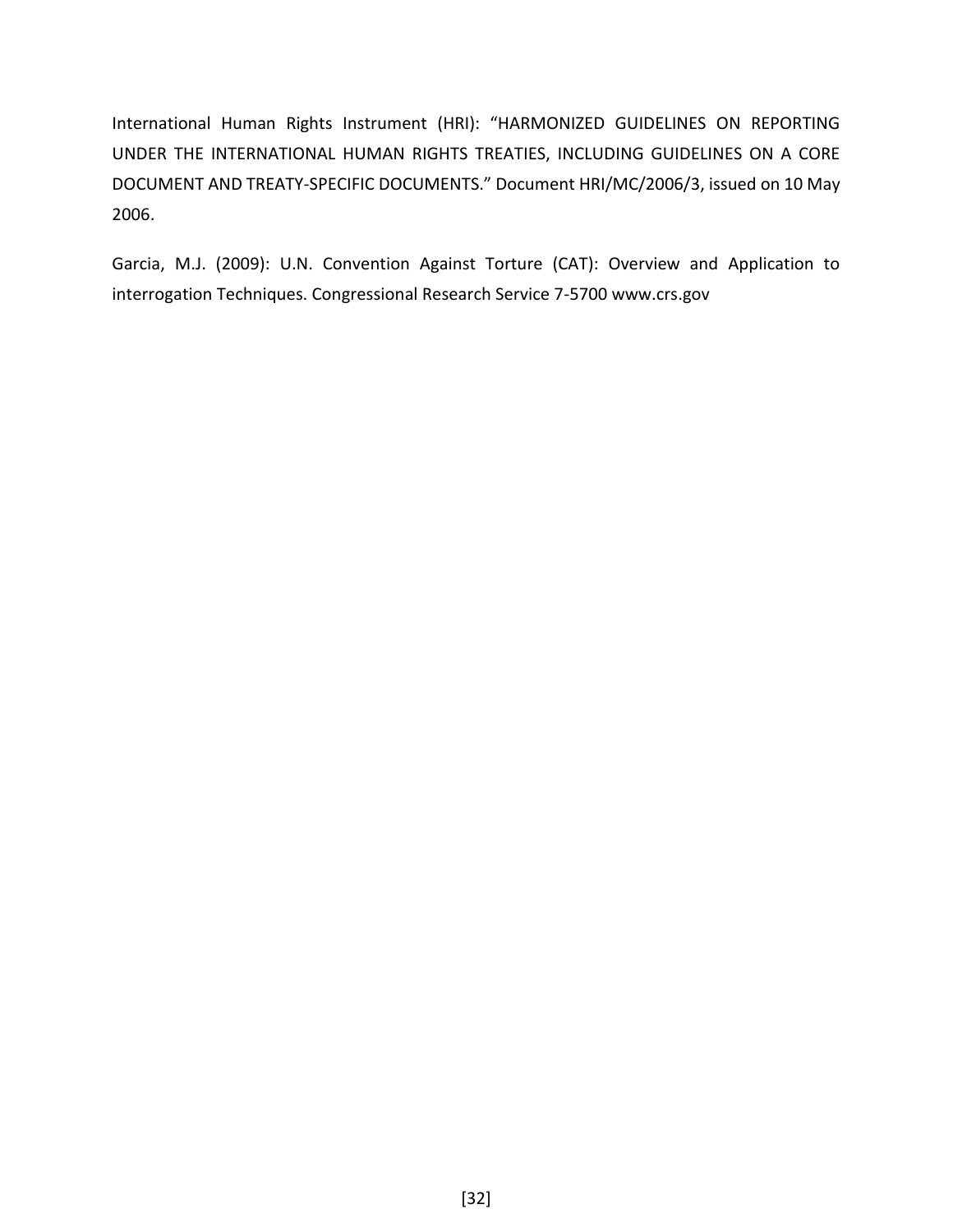International Human Rights Instrument (HRI): “HARMONIZED GUIDELINES ON REPORTING UNDER THE INTERNATIONAL HUMAN RIGHTS TREATIES, INCLUDING GUIDELINES ON A CORE DOCUMENT AND TREATY-SPECIFIC DOCUMENTS.” Document HRI/MC/2006/3, issued on 10 May 2006.

Garcia, M.J. (2009): U.N. Convention Against Torture (CAT): Overview and Application to interrogation Techniques. Congressional Research Service 7-5700 www.crs.gov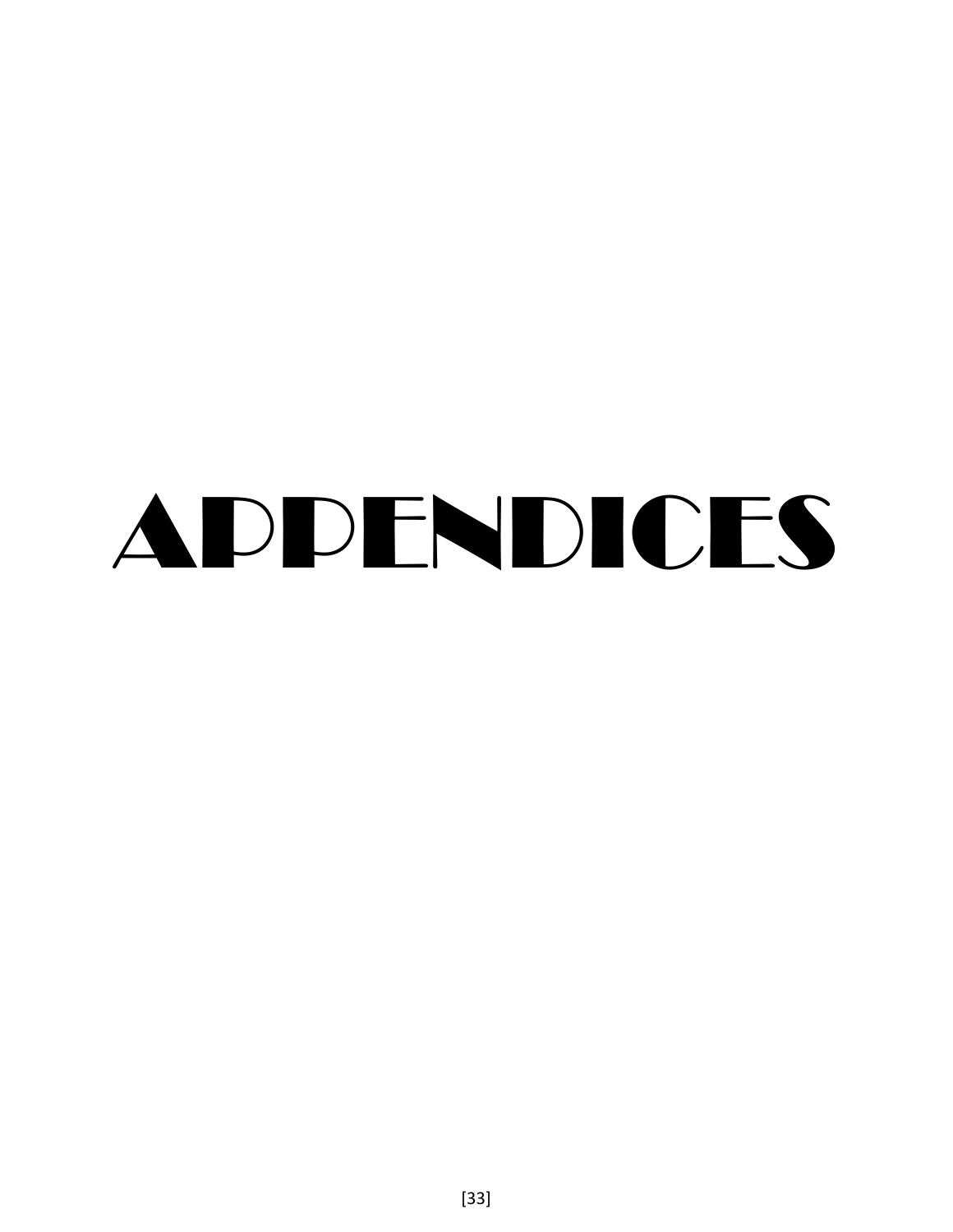# APPENDICES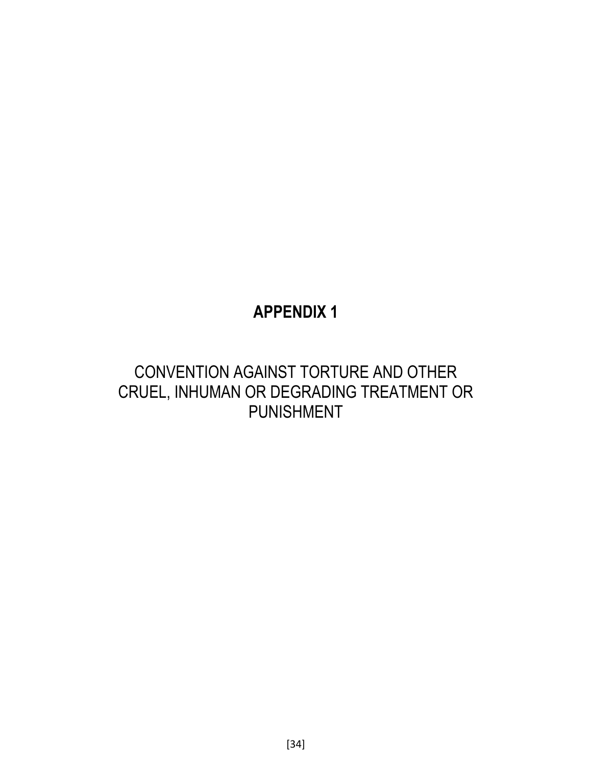# APPENDIX 1

## CONVENTION AGAINST TORTURE AND OTHER CRUEL, INHUMAN OR DEGRADING TREATMENT OR PUNISHMENT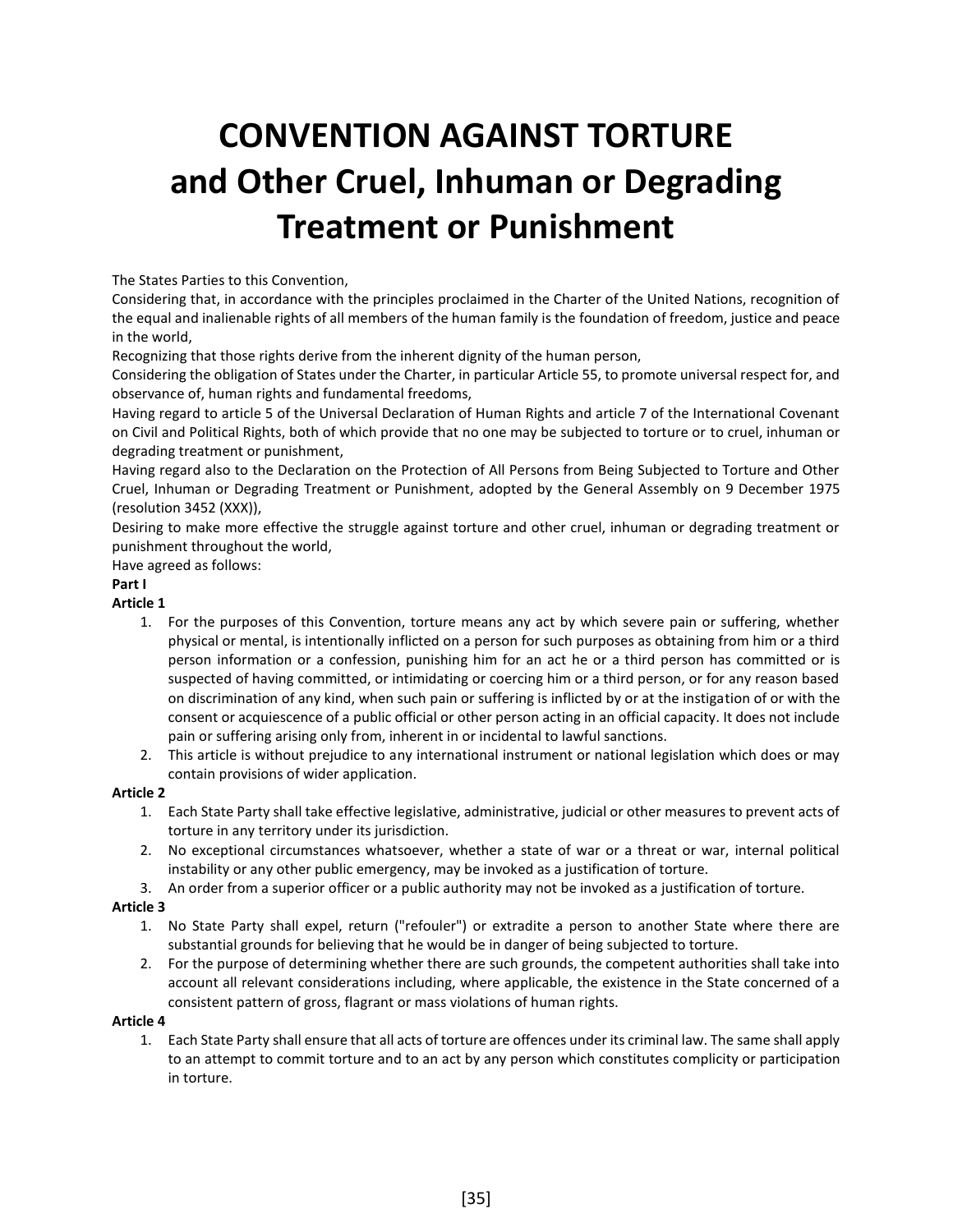# CONVENTION AGAINST TORTURE and Other Cruel, Inhuman or Degrading Treatment or Punishment

The States Parties to this Convention,

Considering that, in accordance with the principles proclaimed in the Charter of the United Nations, recognition of the equal and inalienable rights of all members of the human family is the foundation of freedom, justice and peace in the world,

Recognizing that those rights derive from the inherent dignity of the human person,

Considering the obligation of States under the Charter, in particular Article 55, to promote universal respect for, and observance of, human rights and fundamental freedoms,

Having regard to article 5 of the Universal Declaration of Human Rights and article 7 of the International Covenant on Civil and Political Rights, both of which provide that no one may be subjected to torture or to cruel, inhuman or degrading treatment or punishment,

Having regard also to the Declaration on the Protection of All Persons from Being Subjected to Torture and Other Cruel, Inhuman or Degrading Treatment or Punishment, adopted by the General Assembly on 9 December 1975 (resolution 3452 (XXX)),

Desiring to make more effective the struggle against torture and other cruel, inhuman or degrading treatment or punishment throughout the world,

Have agreed as follows:

**Part I**

**Article 1**

1. For the purposes of this Convention, torture means any act by which severe pain or suffering, whether physical or mental, is intentionally inflicted on a person for such purposes as obtaining from him or a third person information or a confession, punishing him for an act he or a third person has committed or is suspected of having committed, or intimidating or coercing him or a third person, or for any reason based on discrimination of any kind, when such pain or suffering is inflicted by or at the instigation of or with the consent or acquiescence of a public official or other person acting in an official capacity. It does not include pain or suffering arising only from, inherent in or incidental to lawful sanctions.
2. This article is without prejudice to any international instrument or national legislation which does or may contain provisions of wider application.

**Article 2**

1. Each State Party shall take effective legislative, administrative, judicial or other measures to prevent acts of torture in any territory under its jurisdiction.
2. No exceptional circumstances whatsoever, whether a state of war or a threat or war, internal political instability or any other public emergency, may be invoked as a justification of torture.
3. An order from a superior officer or a public authority may not be invoked as a justification of torture.

**Article 3**

1. No State Party shall expel, return ("refouler") or extradite a person to another State where there are substantial grounds for believing that he would be in danger of being subjected to torture.
2. For the purpose of determining whether there are such grounds, the competent authorities shall take into account all relevant considerations including, where applicable, the existence in the State concerned of a consistent pattern of gross, flagrant or mass violations of human rights.

**Article 4**

1. Each State Party shall ensure that all acts of torture are offences under its criminal law. The same shall apply to an attempt to commit torture and to an act by any person which constitutes complicity or participation in torture.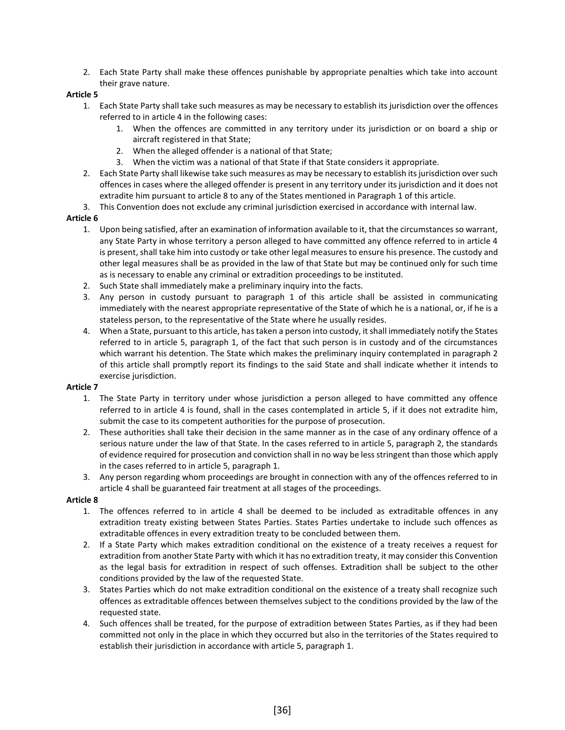2. Each State Party shall make these offences punishable by appropriate penalties which take into account their grave nature.

**Article 5**

1. Each State Party shall take such measures as may be necessary to establish its jurisdiction over the offences referred to in article 4 in the following cases:
    1. When the offences are committed in any territory under its jurisdiction or on board a ship or aircraft registered in that State;
    2. When the alleged offender is a national of that State;
    3. When the victim was a national of that State if that State considers it appropriate.
2. Each State Party shall likewise take such measures as may be necessary to establish its jurisdiction over such offences in cases where the alleged offender is present in any territory under its jurisdiction and it does not extradite him pursuant to article 8 to any of the States mentioned in Paragraph 1 of this article.
3. This Convention does not exclude any criminal jurisdiction exercised in accordance with internal law.

**Article 6**

1. Upon being satisfied, after an examination of information available to it, that the circumstances so warrant, any State Party in whose territory a person alleged to have committed any offence referred to in article 4 is present, shall take him into custody or take other legal measures to ensure his presence. The custody and other legal measures shall be as provided in the law of that State but may be continued only for such time as is necessary to enable any criminal or extradition proceedings to be instituted.
2. Such State shall immediately make a preliminary inquiry into the facts.
3. Any person in custody pursuant to paragraph 1 of this article shall be assisted in communicating immediately with the nearest appropriate representative of the State of which he is a national, or, if he is a stateless person, to the representative of the State where he usually resides.
4. When a State, pursuant to this article, has taken a person into custody, it shall immediately notify the States referred to in article 5, paragraph 1, of the fact that such person is in custody and of the circumstances which warrant his detention. The State which makes the preliminary inquiry contemplated in paragraph 2 of this article shall promptly report its findings to the said State and shall indicate whether it intends to exercise jurisdiction.

**Article 7**

1. The State Party in territory under whose jurisdiction a person alleged to have committed any offence referred to in article 4 is found, shall in the cases contemplated in article 5, if it does not extradite him, submit the case to its competent authorities for the purpose of prosecution.
2. These authorities shall take their decision in the same manner as in the case of any ordinary offence of a serious nature under the law of that State. In the cases referred to in article 5, paragraph 2, the standards of evidence required for prosecution and conviction shall in no way be less stringent than those which apply in the cases referred to in article 5, paragraph 1.
3. Any person regarding whom proceedings are brought in connection with any of the offences referred to in article 4 shall be guaranteed fair treatment at all stages of the proceedings.

**Article 8**

1. The offences referred to in article 4 shall be deemed to be included as extraditable offences in any extradition treaty existing between States Parties. States Parties undertake to include such offences as extraditable offences in every extradition treaty to be concluded between them.
2. If a State Party which makes extradition conditional on the existence of a treaty receives a request for extradition from another State Party with which it has no extradition treaty, it may consider this Convention as the legal basis for extradition in respect of such offenses. Extradition shall be subject to the other conditions provided by the law of the requested State.
3. States Parties which do not make extradition conditional on the existence of a treaty shall recognize such offences as extraditable offences between themselves subject to the conditions provided by the law of the requested state.
4. Such offences shall be treated, for the purpose of extradition between States Parties, as if they had been committed not only in the place in which they occurred but also in the territories of the States required to establish their jurisdiction in accordance with article 5, paragraph 1.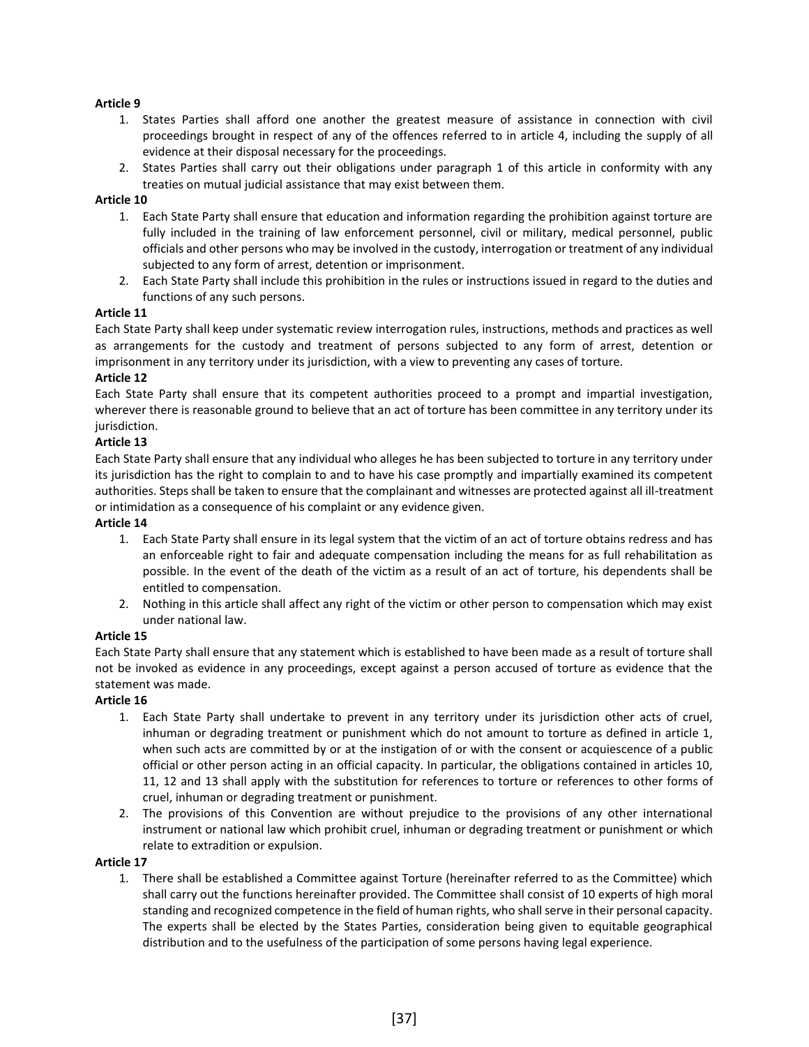**Article 9**

1. States Parties shall afford one another the greatest measure of assistance in connection with civil proceedings brought in respect of any of the offences referred to in article 4, including the supply of all evidence at their disposal necessary for the proceedings.
2. States Parties shall carry out their obligations under paragraph 1 of this article in conformity with any treaties on mutual judicial assistance that may exist between them.

**Article 10**

1. Each State Party shall ensure that education and information regarding the prohibition against torture are fully included in the training of law enforcement personnel, civil or military, medical personnel, public officials and other persons who may be involved in the custody, interrogation or treatment of any individual subjected to any form of arrest, detention or imprisonment.
2. Each State Party shall include this prohibition in the rules or instructions issued in regard to the duties and functions of any such persons.

**Article 11**

Each State Party shall keep under systematic review interrogation rules, instructions, methods and practices as well as arrangements for the custody and treatment of persons subjected to any form of arrest, detention or imprisonment in any territory under its jurisdiction, with a view to preventing any cases of torture.

**Article 12**

Each State Party shall ensure that its competent authorities proceed to a prompt and impartial investigation, wherever there is reasonable ground to believe that an act of torture has been committee in any territory under its jurisdiction.

**Article 13**

Each State Party shall ensure that any individual who alleges he has been subjected to torture in any territory under its jurisdiction has the right to complain to and to have his case promptly and impartially examined its competent authorities. Steps shall be taken to ensure that the complainant and witnesses are protected against all ill-treatment or intimidation as a consequence of his complaint or any evidence given.

**Article 14**

1. Each State Party shall ensure in its legal system that the victim of an act of torture obtains redress and has an enforceable right to fair and adequate compensation including the means for as full rehabilitation as possible. In the event of the death of the victim as a result of an act of torture, his dependents shall be entitled to compensation.
2. Nothing in this article shall affect any right of the victim or other person to compensation which may exist under national law.

**Article 15**

Each State Party shall ensure that any statement which is established to have been made as a result of torture shall not be invoked as evidence in any proceedings, except against a person accused of torture as evidence that the statement was made.

**Article 16**

1. Each State Party shall undertake to prevent in any territory under its jurisdiction other acts of cruel, inhuman or degrading treatment or punishment which do not amount to torture as defined in article 1, when such acts are committed by or at the instigation of or with the consent or acquiescence of a public official or other person acting in an official capacity. In particular, the obligations contained in articles 10, 11, 12 and 13 shall apply with the substitution for references to torture or references to other forms of cruel, inhuman or degrading treatment or punishment.
2. The provisions of this Convention are without prejudice to the provisions of any other international instrument or national law which prohibit cruel, inhuman or degrading treatment or punishment or which relate to extradition or expulsion.

**Article 17**

1. There shall be established a Committee against Torture (hereinafter referred to as the Committee) which shall carry out the functions hereinafter provided. The Committee shall consist of 10 experts of high moral standing and recognized competence in the field of human rights, who shall serve in their personal capacity. The experts shall be elected by the States Parties, consideration being given to equitable geographical distribution and to the usefulness of the participation of some persons having legal experience.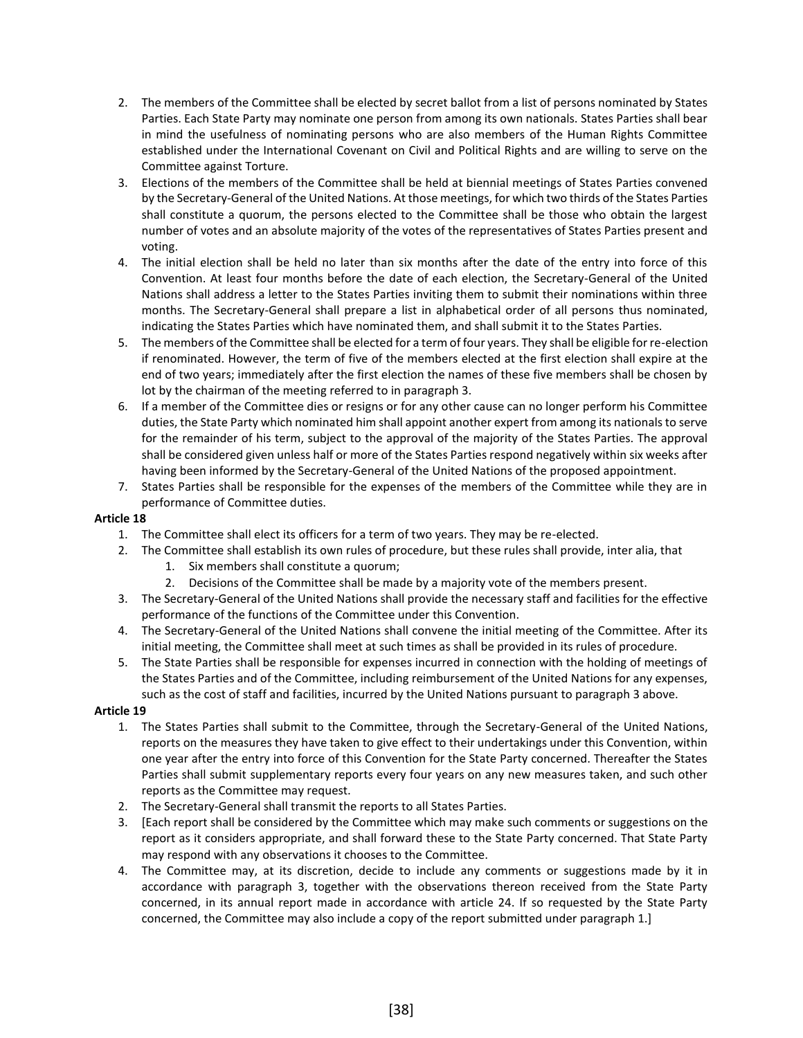2. The members of the Committee shall be elected by secret ballot from a list of persons nominated by States Parties. Each State Party may nominate one person from among its own nationals. States Parties shall bear in mind the usefulness of nominating persons who are also members of the Human Rights Committee established under the International Covenant on Civil and Political Rights and are willing to serve on the Committee against Torture.
3. Elections of the members of the Committee shall be held at biennial meetings of States Parties convened by the Secretary-General of the United Nations. At those meetings, for which two thirds of the States Parties shall constitute a quorum, the persons elected to the Committee shall be those who obtain the largest number of votes and an absolute majority of the votes of the representatives of States Parties present and voting.
4. The initial election shall be held no later than six months after the date of the entry into force of this Convention. At least four months before the date of each election, the Secretary-General of the United Nations shall address a letter to the States Parties inviting them to submit their nominations within three months. The Secretary-General shall prepare a list in alphabetical order of all persons thus nominated, indicating the States Parties which have nominated them, and shall submit it to the States Parties.
5. The members of the Committee shall be elected for a term of four years. They shall be eligible for re-election if renominated. However, the term of five of the members elected at the first election shall expire at the end of two years; immediately after the first election the names of these five members shall be chosen by lot by the chairman of the meeting referred to in paragraph 3.
6. If a member of the Committee dies or resigns or for any other cause can no longer perform his Committee duties, the State Party which nominated him shall appoint another expert from among its nationals to serve for the remainder of his term, subject to the approval of the majority of the States Parties. The approval shall be considered given unless half or more of the States Parties respond negatively within six weeks after having been informed by the Secretary-General of the United Nations of the proposed appointment.
7. States Parties shall be responsible for the expenses of the members of the Committee while they are in performance of Committee duties.

**Article 18**

1. The Committee shall elect its officers for a term of two years. They may be re-elected.
2. The Committee shall establish its own rules of procedure, but these rules shall provide, inter alia, that
    1. Six members shall constitute a quorum;
    2. Decisions of the Committee shall be made by a majority vote of the members present.
3. The Secretary-General of the United Nations shall provide the necessary staff and facilities for the effective performance of the functions of the Committee under this Convention.
4. The Secretary-General of the United Nations shall convene the initial meeting of the Committee. After its initial meeting, the Committee shall meet at such times as shall be provided in its rules of procedure.
5. The State Parties shall be responsible for expenses incurred in connection with the holding of meetings of the States Parties and of the Committee, including reimbursement of the United Nations for any expenses, such as the cost of staff and facilities, incurred by the United Nations pursuant to paragraph 3 above.

**Article 19**

1. The States Parties shall submit to the Committee, through the Secretary-General of the United Nations, reports on the measures they have taken to give effect to their undertakings under this Convention, within one year after the entry into force of this Convention for the State Party concerned. Thereafter the States Parties shall submit supplementary reports every four years on any new measures taken, and such other reports as the Committee may request.
2. The Secretary-General shall transmit the reports to all States Parties.
3. [Each report shall be considered by the Committee which may make such comments or suggestions on the report as it considers appropriate, and shall forward these to the State Party concerned. That State Party may respond with any observations it chooses to the Committee.
4. The Committee may, at its discretion, decide to include any comments or suggestions made by it in accordance with paragraph 3, together with the observations thereon received from the State Party concerned, in its annual report made in accordance with article 24. If so requested by the State Party concerned, the Committee may also include a copy of the report submitted under paragraph 1.]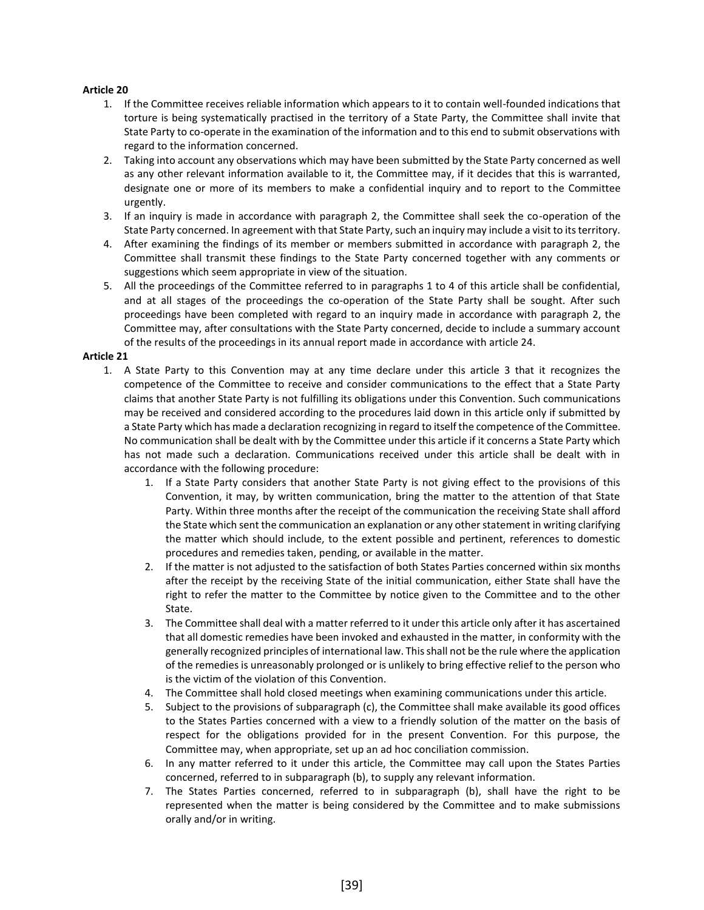**Article 20**

1. If the Committee receives reliable information which appears to it to contain well-founded indications that torture is being systematically practised in the territory of a State Party, the Committee shall invite that State Party to co-operate in the examination of the information and to this end to submit observations with regard to the information concerned.
2. Taking into account any observations which may have been submitted by the State Party concerned as well as any other relevant information available to it, the Committee may, if it decides that this is warranted, designate one or more of its members to make a confidential inquiry and to report to the Committee urgently.
3. If an inquiry is made in accordance with paragraph 2, the Committee shall seek the co-operation of the State Party concerned. In agreement with that State Party, such an inquiry may include a visit to its territory.
4. After examining the findings of its member or members submitted in accordance with paragraph 2, the Committee shall transmit these findings to the State Party concerned together with any comments or suggestions which seem appropriate in view of the situation.
5. All the proceedings of the Committee referred to in paragraphs 1 to 4 of this article shall be confidential, and at all stages of the proceedings the co-operation of the State Party shall be sought. After such proceedings have been completed with regard to an inquiry made in accordance with paragraph 2, the Committee may, after consultations with the State Party concerned, decide to include a summary account of the results of the proceedings in its annual report made in accordance with article 24.

**Article 21**

1. A State Party to this Convention may at any time declare under this article 3 that it recognizes the competence of the Committee to receive and consider communications to the effect that a State Party claims that another State Party is not fulfilling its obligations under this Convention. Such communications may be received and considered according to the procedures laid down in this article only if submitted by a State Party which has made a declaration recognizing in regard to itself the competence of the Committee. No communication shall be dealt with by the Committee under this article if it concerns a State Party which has not made such a declaration. Communications received under this article shall be dealt with in accordance with the following procedure:
    1. If a State Party considers that another State Party is not giving effect to the provisions of this Convention, it may, by written communication, bring the matter to the attention of that State Party. Within three months after the receipt of the communication the receiving State shall afford the State which sent the communication an explanation or any other statement in writing clarifying the matter which should include, to the extent possible and pertinent, references to domestic procedures and remedies taken, pending, or available in the matter.
    2. If the matter is not adjusted to the satisfaction of both States Parties concerned within six months after the receipt by the receiving State of the initial communication, either State shall have the right to refer the matter to the Committee by notice given to the Committee and to the other State.
    3. The Committee shall deal with a matter referred to it under this article only after it has ascertained that all domestic remedies have been invoked and exhausted in the matter, in conformity with the generally recognized principles of international law. This shall not be the rule where the application of the remedies is unreasonably prolonged or is unlikely to bring effective relief to the person who is the victim of the violation of this Convention.
    4. The Committee shall hold closed meetings when examining communications under this article.
    5. Subject to the provisions of subparagraph (c), the Committee shall make available its good offices to the States Parties concerned with a view to a friendly solution of the matter on the basis of respect for the obligations provided for in the present Convention. For this purpose, the Committee may, when appropriate, set up an ad hoc conciliation commission.
    6. In any matter referred to it under this article, the Committee may call upon the States Parties concerned, referred to in subparagraph (b), to supply any relevant information.
    7. The States Parties concerned, referred to in subparagraph (b), shall have the right to be represented when the matter is being considered by the Committee and to make submissions orally and/or in writing.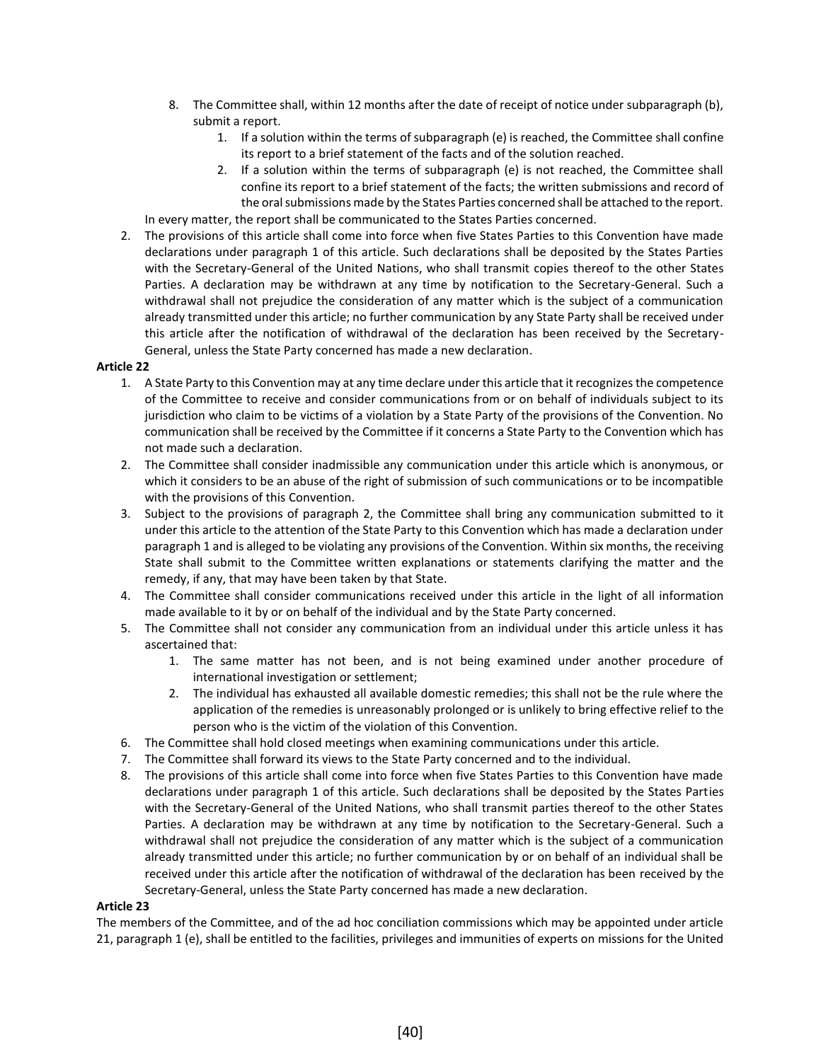8. The Committee shall, within 12 months after the date of receipt of notice under subparagraph (b), submit a report.
    1. If a solution within the terms of subparagraph (e) is reached, the Committee shall confine its report to a brief statement of the facts and of the solution reached.
    2. If a solution within the terms of subparagraph (e) is not reached, the Committee shall confine its report to a brief statement of the facts; the written submissions and record of the oral submissions made by the States Parties concerned shall be attached to the report.

In every matter, the report shall be communicated to the States Parties concerned.

2. The provisions of this article shall come into force when five States Parties to this Convention have made declarations under paragraph 1 of this article. Such declarations shall be deposited by the States Parties with the Secretary-General of the United Nations, who shall transmit copies thereof to the other States Parties. A declaration may be withdrawn at any time by notification to the Secretary-General. Such a withdrawal shall not prejudice the consideration of any matter which is the subject of a communication already transmitted under this article; no further communication by any State Party shall be received under this article after the notification of withdrawal of the declaration has been received by the Secretary-General, unless the State Party concerned has made a new declaration.

**Article 22**

1. A State Party to this Convention may at any time declare under this article that it recognizes the competence of the Committee to receive and consider communications from or on behalf of individuals subject to its jurisdiction who claim to be victims of a violation by a State Party of the provisions of the Convention. No communication shall be received by the Committee if it concerns a State Party to the Convention which has not made such a declaration.
2. The Committee shall consider inadmissible any communication under this article which is anonymous, or which it considers to be an abuse of the right of submission of such communications or to be incompatible with the provisions of this Convention.
3. Subject to the provisions of paragraph 2, the Committee shall bring any communication submitted to it under this article to the attention of the State Party to this Convention which has made a declaration under paragraph 1 and is alleged to be violating any provisions of the Convention. Within six months, the receiving State shall submit to the Committee written explanations or statements clarifying the matter and the remedy, if any, that may have been taken by that State.
4. The Committee shall consider communications received under this article in the light of all information made available to it by or on behalf of the individual and by the State Party concerned.
5. The Committee shall not consider any communication from an individual under this article unless it has ascertained that:
    1. The same matter has not been, and is not being examined under another procedure of international investigation or settlement;
    2. The individual has exhausted all available domestic remedies; this shall not be the rule where the application of the remedies is unreasonably prolonged or is unlikely to bring effective relief to the person who is the victim of the violation of this Convention.
6. The Committee shall hold closed meetings when examining communications under this article.
7. The Committee shall forward its views to the State Party concerned and to the individual.
8. The provisions of this article shall come into force when five States Parties to this Convention have made declarations under paragraph 1 of this article. Such declarations shall be deposited by the States Parties with the Secretary-General of the United Nations, who shall transmit parties thereof to the other States Parties. A declaration may be withdrawn at any time by notification to the Secretary-General. Such a withdrawal shall not prejudice the consideration of any matter which is the subject of a communication already transmitted under this article; no further communication by or on behalf of an individual shall be received under this article after the notification of withdrawal of the declaration has been received by the Secretary-General, unless the State Party concerned has made a new declaration.

**Article 23**

The members of the Committee, and of the ad hoc conciliation commissions which may be appointed under article 21, paragraph 1 (e), shall be entitled to the facilities, privileges and immunities of experts on missions for the United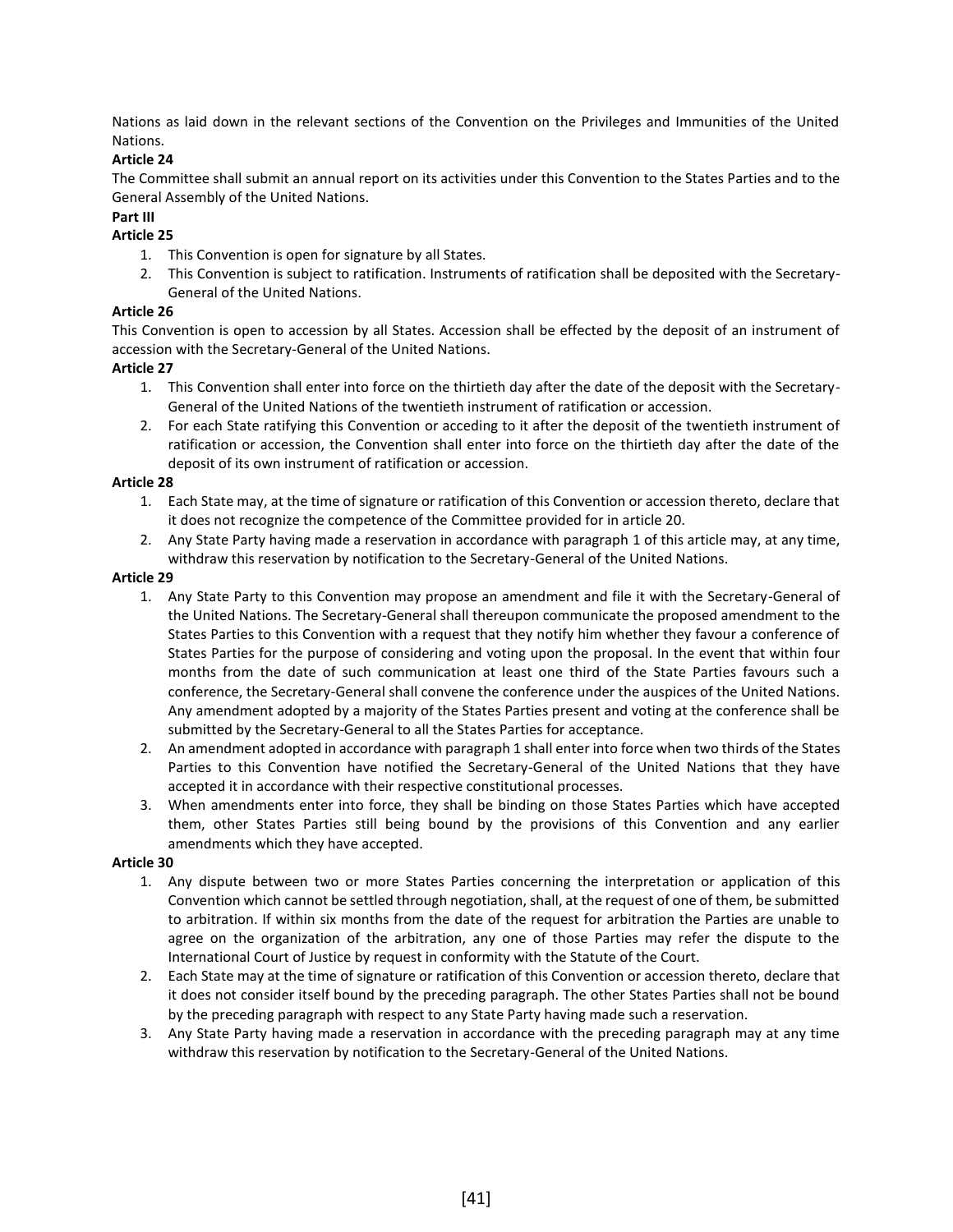Nations as laid down in the relevant sections of the Convention on the Privileges and Immunities of the United Nations.

**Article 24**

The Committee shall submit an annual report on its activities under this Convention to the States Parties and to the General Assembly of the United Nations.

**Part III**

**Article 25**

1. This Convention is open for signature by all States.
2. This Convention is subject to ratification. Instruments of ratification shall be deposited with the Secretary-General of the United Nations.

**Article 26**

This Convention is open to accession by all States. Accession shall be effected by the deposit of an instrument of accession with the Secretary-General of the United Nations.

**Article 27**

1. This Convention shall enter into force on the thirtieth day after the date of the deposit with the Secretary-General of the United Nations of the twentieth instrument of ratification or accession.
2. For each State ratifying this Convention or acceding to it after the deposit of the twentieth instrument of ratification or accession, the Convention shall enter into force on the thirtieth day after the date of the deposit of its own instrument of ratification or accession.

**Article 28**

1. Each State may, at the time of signature or ratification of this Convention or accession thereto, declare that it does not recognize the competence of the Committee provided for in article 20.
2. Any State Party having made a reservation in accordance with paragraph 1 of this article may, at any time, withdraw this reservation by notification to the Secretary-General of the United Nations.

**Article 29**

1. Any State Party to this Convention may propose an amendment and file it with the Secretary-General of the United Nations. The Secretary-General shall thereupon communicate the proposed amendment to the States Parties to this Convention with a request that they notify him whether they favour a conference of States Parties for the purpose of considering and voting upon the proposal. In the event that within four months from the date of such communication at least one third of the State Parties favours such a conference, the Secretary-General shall convene the conference under the auspices of the United Nations. Any amendment adopted by a majority of the States Parties present and voting at the conference shall be submitted by the Secretary-General to all the States Parties for acceptance.
2. An amendment adopted in accordance with paragraph 1 shall enter into force when two thirds of the States Parties to this Convention have notified the Secretary-General of the United Nations that they have accepted it in accordance with their respective constitutional processes.
3. When amendments enter into force, they shall be binding on those States Parties which have accepted them, other States Parties still being bound by the provisions of this Convention and any earlier amendments which they have accepted.

**Article 30**

1. Any dispute between two or more States Parties concerning the interpretation or application of this Convention which cannot be settled through negotiation, shall, at the request of one of them, be submitted to arbitration. If within six months from the date of the request for arbitration the Parties are unable to agree on the organization of the arbitration, any one of those Parties may refer the dispute to the International Court of Justice by request in conformity with the Statute of the Court.
2. Each State may at the time of signature or ratification of this Convention or accession thereto, declare that it does not consider itself bound by the preceding paragraph. The other States Parties shall not be bound by the preceding paragraph with respect to any State Party having made such a reservation.
3. Any State Party having made a reservation in accordance with the preceding paragraph may at any time withdraw this reservation by notification to the Secretary-General of the United Nations.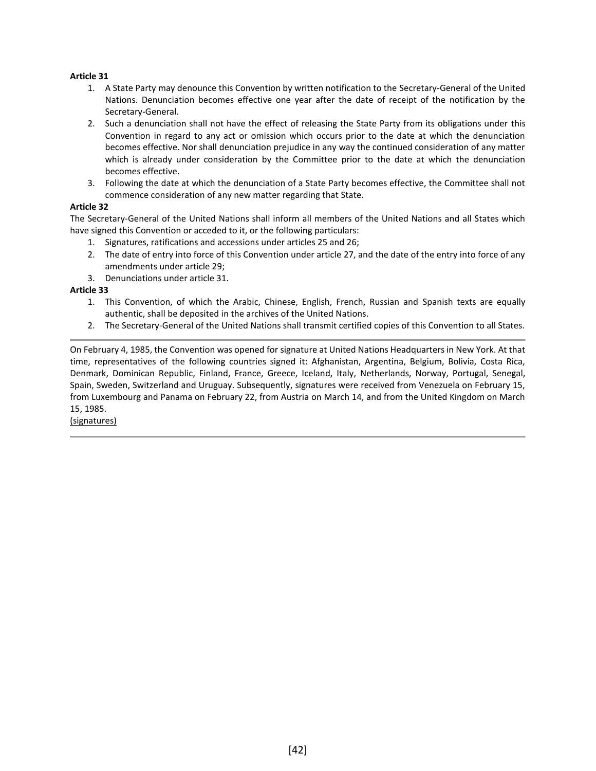**Article 31**

1. A State Party may denounce this Convention by written notification to the Secretary-General of the United Nations. Denunciation becomes effective one year after the date of receipt of the notification by the Secretary-General.
2. Such a denunciation shall not have the effect of releasing the State Party from its obligations under this Convention in regard to any act or omission which occurs prior to the date at which the denunciation becomes effective. Nor shall denunciation prejudice in any way the continued consideration of any matter which is already under consideration by the Committee prior to the date at which the denunciation becomes effective.
3. Following the date at which the denunciation of a State Party becomes effective, the Committee shall not commence consideration of any new matter regarding that State.

**Article 32**

The Secretary-General of the United Nations shall inform all members of the United Nations and all States which have signed this Convention or acceded to it, or the following particulars:

1. Signatures, ratifications and accessions under articles 25 and 26;
2. The date of entry into force of this Convention under article 27, and the date of the entry into force of any amendments under article 29;
3. Denunciations under article 31.

**Article 33**

1. This Convention, of which the Arabic, Chinese, English, French, Russian and Spanish texts are equally authentic, shall be deposited in the archives of the United Nations.
2. The Secretary-General of the United Nations shall transmit certified copies of this Convention to all States.

---

On February 4, 1985, the Convention was opened for signature at United Nations Headquarters in New York. At that time, representatives of the following countries signed it: Afghanistan, Argentina, Belgium, Bolivia, Costa Rica, Denmark, Dominican Republic, Finland, France, Greece, Iceland, Italy, Netherlands, Norway, Portugal, Senegal, Spain, Sweden, Switzerland and Uruguay. Subsequently, signatures were received from Venezuela on February 15, from Luxembourg and Panama on February 22, from Austria on March 14, and from the United Kingdom on March 15, 1985.

<u>(signatures)</u>

---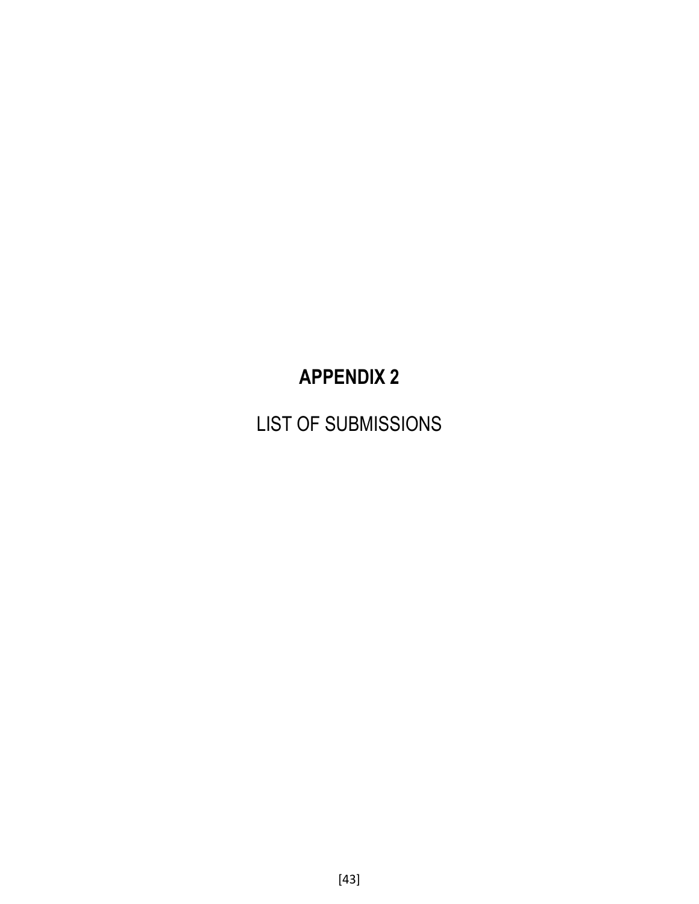# APPENDIX 2

LIST OF SUBMISSIONS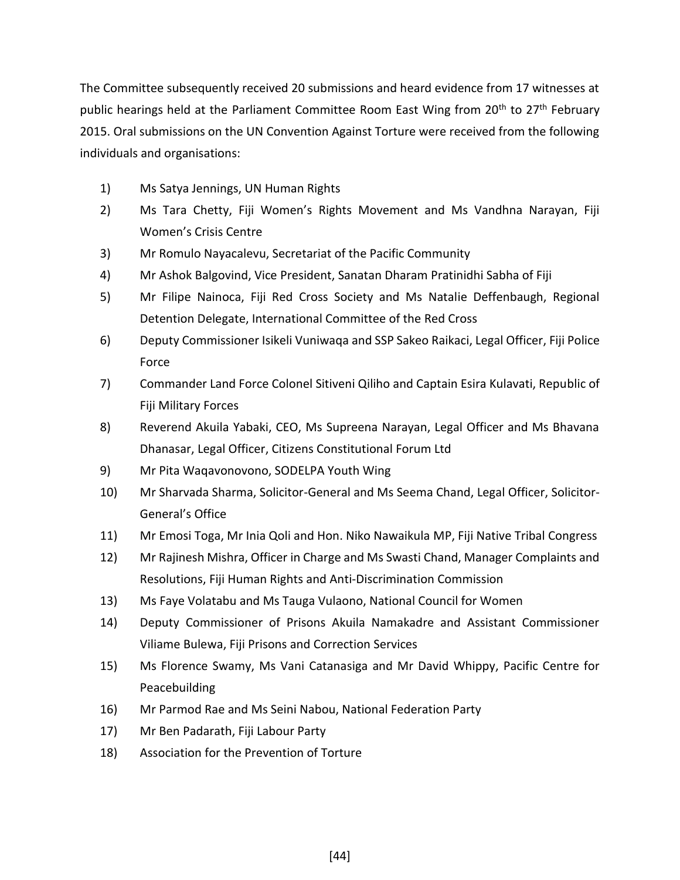The Committee subsequently received 20 submissions and heard evidence from 17 witnesses at public hearings held at the Parliament Committee Room East Wing from 20th to 27th February 2015. Oral submissions on the UN Convention Against Torture were received from the following individuals and organisations:

1) Ms Satya Jennings, UN Human Rights
2) Ms Tara Chetty, Fiji Women's Rights Movement and Ms Vandhna Narayan, Fiji Women's Crisis Centre
3) Mr Romulo Nayacalevu, Secretariat of the Pacific Community
4) Mr Ashok Balgovind, Vice President, Sanatan Dharam Pratinidhi Sabha of Fiji
5) Mr Filipe Nainoca, Fiji Red Cross Society and Ms Natalie Deffenbaugh, Regional Detention Delegate, International Committee of the Red Cross
6) Deputy Commissioner Isikeli Vuniwaqa and SSP Sakeo Raikaci, Legal Officer, Fiji Police Force
7) Commander Land Force Colonel Sitiveni Qiliho and Captain Esira Kulavati, Republic of Fiji Military Forces
8) Reverend Akuila Yabaki, CEO, Ms Supreena Narayan, Legal Officer and Ms Bhavana Dhanasar, Legal Officer, Citizens Constitutional Forum Ltd
9) Mr Pita Waqavonovono, SODELPA Youth Wing
10) Mr Sharvada Sharma, Solicitor-General and Ms Seema Chand, Legal Officer, Solicitor-General's Office
11) Mr Emosi Toga, Mr Inia Qoli and Hon. Niko Nawaikula MP, Fiji Native Tribal Congress
12) Mr Rajinesh Mishra, Officer in Charge and Ms Swasti Chand, Manager Complaints and Resolutions, Fiji Human Rights and Anti-Discrimination Commission
13) Ms Faye Volatabu and Ms Tauga Vulaono, National Council for Women
14) Deputy Commissioner of Prisons Akuila Namakadre and Assistant Commissioner Viliame Bulewa, Fiji Prisons and Correction Services
15) Ms Florence Swamy, Ms Vani Catanasiga and Mr David Whippy, Pacific Centre for Peacebuilding
16) Mr Parmod Rae and Ms Seini Nabou, National Federation Party
17) Mr Ben Padarath, Fiji Labour Party
18) Association for the Prevention of Torture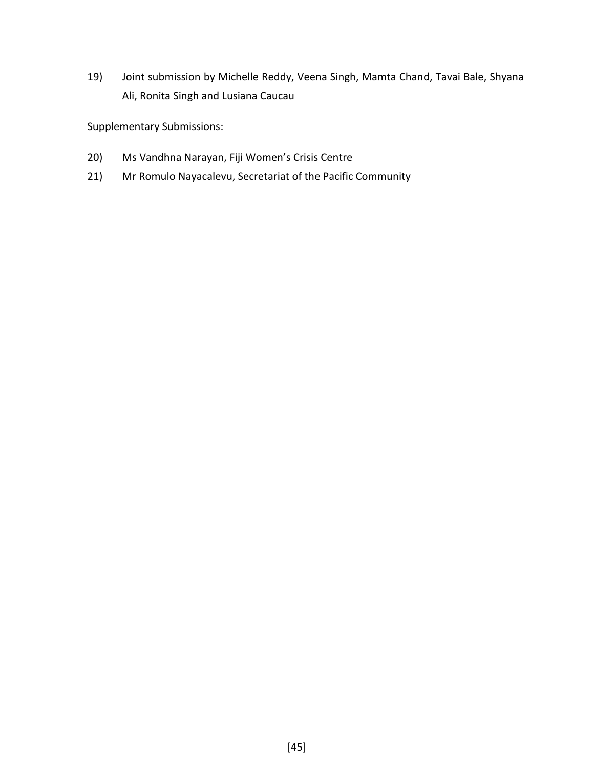19) Joint submission by Michelle Reddy, Veena Singh, Mamta Chand, Tavai Bale, Shyana Ali, Ronita Singh and Lusiana Caucau

Supplementary Submissions:

20) Ms Vandhna Narayan, Fiji Women's Crisis Centre

21) Mr Romulo Nayacalevu, Secretariat of the Pacific Community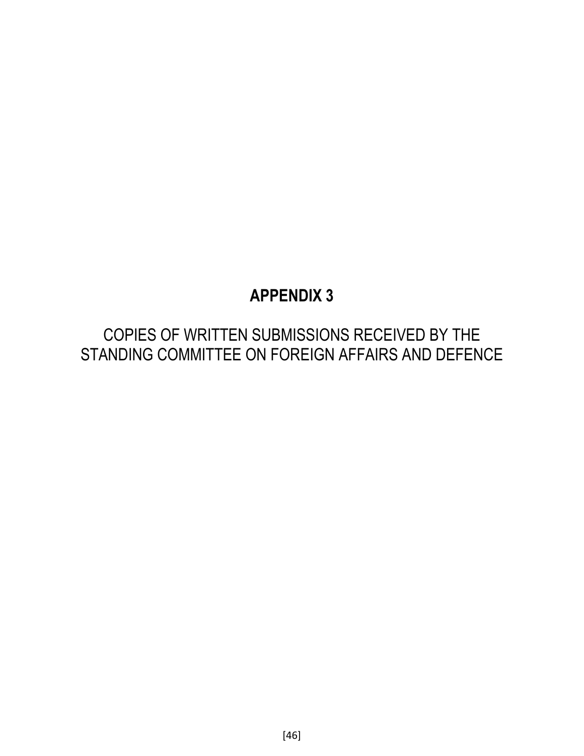# APPENDIX 3

COPIES OF WRITTEN SUBMISSIONS RECEIVED BY THE STANDING COMMITTEE ON FOREIGN AFFAIRS AND DEFENCE